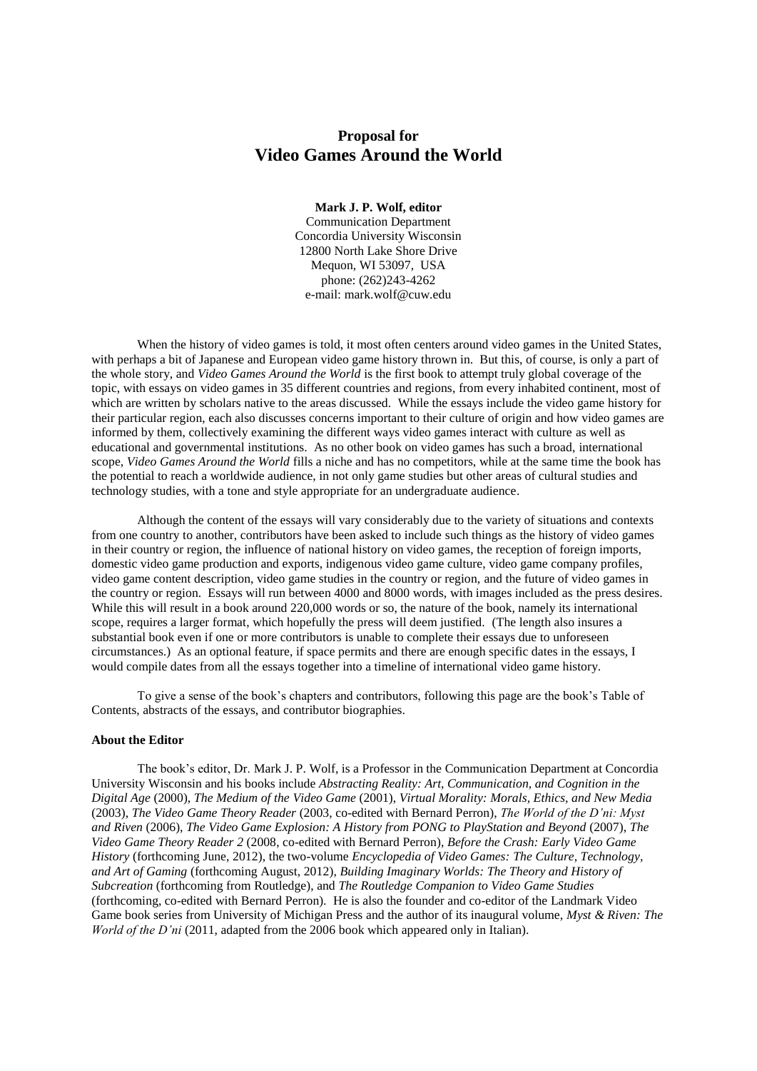# Proposal for
# Video Games Around the World

**Mark J. P. Wolf, editor**
Communication Department
Concordia University Wisconsin
12800 North Lake Shore Drive
Mequon, WI 53097, USA
phone: (262)243-4262
e-mail: mark.wolf@cuw.edu

When the history of video games is told, it most often centers around video games in the United States, with perhaps a bit of Japanese and European video game history thrown in. But this, of course, is only a part of the whole story, and *Video Games Around the World* is the first book to attempt truly global coverage of the topic, with essays on video games in 35 different countries and regions, from every inhabited continent, most of which are written by scholars native to the areas discussed. While the essays include the video game history for their particular region, each also discusses concerns important to their culture of origin and how video games are informed by them, collectively examining the different ways video games interact with culture as well as educational and governmental institutions. As no other book on video games has such a broad, international scope, *Video Games Around the World* fills a niche and has no competitors, while at the same time the book has the potential to reach a worldwide audience, in not only game studies but other areas of cultural studies and technology studies, with a tone and style appropriate for an undergraduate audience.

Although the content of the essays will vary considerably due to the variety of situations and contexts from one country to another, contributors have been asked to include such things as the history of video games in their country or region, the influence of national history on video games, the reception of foreign imports, domestic video game production and exports, indigenous video game culture, video game company profiles, video game content description, video game studies in the country or region, and the future of video games in the country or region. Essays will run between 4000 and 8000 words, with images included as the press desires. While this will result in a book around 220,000 words or so, the nature of the book, namely its international scope, requires a larger format, which hopefully the press will deem justified. (The length also insures a substantial book even if one or more contributors is unable to complete their essays due to unforeseen circumstances.) As an optional feature, if space permits and there are enough specific dates in the essays, I would compile dates from all the essays together into a timeline of international video game history.

To give a sense of the book's chapters and contributors, following this page are the book's Table of Contents, abstracts of the essays, and contributor biographies.

**About the Editor**

The book's editor, Dr. Mark J. P. Wolf, is a Professor in the Communication Department at Concordia University Wisconsin and his books include *Abstracting Reality: Art, Communication, and Cognition in the Digital Age* (2000), *The Medium of the Video Game* (2001), *Virtual Morality: Morals, Ethics, and New Media* (2003), *The Video Game Theory Reader* (2003, co-edited with Bernard Perron), *The World of the D'ni: Myst and Riven* (2006), *The Video Game Explosion: A History from PONG to PlayStation and Beyond* (2007), *The Video Game Theory Reader 2* (2008, co-edited with Bernard Perron), *Before the Crash: Early Video Game History* (forthcoming June, 2012), the two-volume *Encyclopedia of Video Games: The Culture, Technology, and Art of Gaming* (forthcoming August, 2012), *Building Imaginary Worlds: The Theory and History of Subcreation* (forthcoming from Routledge), and *The Routledge Companion to Video Game Studies* (forthcoming, co-edited with Bernard Perron). He is also the founder and co-editor of the Landmark Video Game book series from University of Michigan Press and the author of its inaugural volume, *Myst & Riven: The World of the D'ni* (2011, adapted from the 2006 book which appeared only in Italian).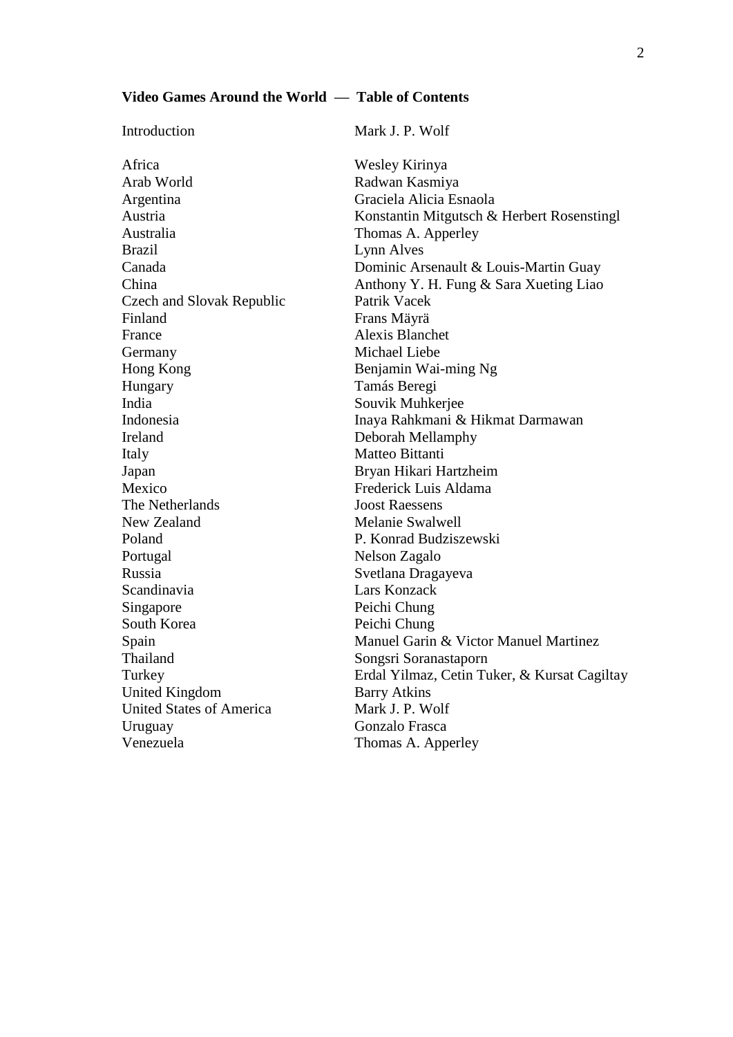**Video Games Around the World — Table of Contents**

| | |
|---|---|
| Introduction | Mark J. P. Wolf |
| Africa | Wesley Kirinya |
| Arab World | Radwan Kasmiya |
| Argentina | Graciela Alicia Esnaola |
| Austria | Konstantin Mitgutsch & Herbert Rosenstingl |
| Australia | Thomas A. Apperley |
| Brazil | Lynn Alves |
| Canada | Dominic Arsenault & Louis-Martin Guay |
| China | Anthony Y. H. Fung & Sara Xueting Liao |
| Czech and Slovak Republic | Patrik Vacek |
| Finland | Frans Mäyrä |
| France | Alexis Blanchet |
| Germany | Michael Liebe |
| Hong Kong | Benjamin Wai-ming Ng |
| Hungary | Tamás Beregi |
| India | Souvik Muhkerjee |
| Indonesia | Inaya Rahkmani & Hikmat Darmawan |
| Ireland | Deborah Mellamphy |
| Italy | Matteo Bittanti |
| Japan | Bryan Hikari Hartzheim |
| Mexico | Frederick Luis Aldama |
| The Netherlands | Joost Raessens |
| New Zealand | Melanie Swalwell |
| Poland | P. Konrad Budziszewski |
| Portugal | Nelson Zagalo |
| Russia | Svetlana Dragayeva |
| Scandinavia | Lars Konzack |
| Singapore | Peichi Chung |
| South Korea | Peichi Chung |
| Spain | Manuel Garin & Victor Manuel Martinez |
| Thailand | Songsri Soranastaporn |
| Turkey | Erdal Yilmaz, Cetin Tuker, & Kursat Cagiltay |
| United Kingdom | Barry Atkins |
| United States of America | Mark J. P. Wolf |
| Uruguay | Gonzalo Frasca |
| Venezuela | Thomas A. Apperley |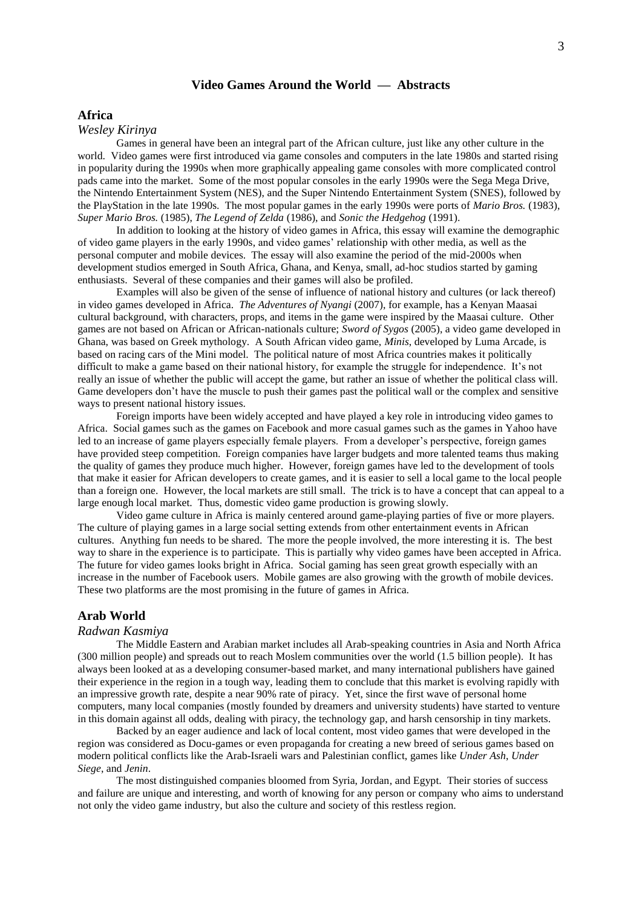# Video Games Around the World — Abstracts

## Africa

*Wesley Kirinya*

Games in general have been an integral part of the African culture, just like any other culture in the world. Video games were first introduced via game consoles and computers in the late 1980s and started rising in popularity during the 1990s when more graphically appealing game consoles with more complicated control pads came into the market. Some of the most popular consoles in the early 1990s were the Sega Mega Drive, the Nintendo Entertainment System (NES), and the Super Nintendo Entertainment System (SNES), followed by the PlayStation in the late 1990s. The most popular games in the early 1990s were ports of *Mario Bros.* (1983), *Super Mario Bros.* (1985), *The Legend of Zelda* (1986), and *Sonic the Hedgehog* (1991).

In addition to looking at the history of video games in Africa, this essay will examine the demographic of video game players in the early 1990s, and video games' relationship with other media, as well as the personal computer and mobile devices. The essay will also examine the period of the mid-2000s when development studios emerged in South Africa, Ghana, and Kenya, small, ad-hoc studios started by gaming enthusiasts. Several of these companies and their games will also be profiled.

Examples will also be given of the sense of influence of national history and cultures (or lack thereof) in video games developed in Africa. *The Adventures of Nyangi* (2007), for example, has a Kenyan Maasai cultural background, with characters, props, and items in the game were inspired by the Maasai culture. Other games are not based on African or African-nationals culture; *Sword of Sygos* (2005), a video game developed in Ghana, was based on Greek mythology. A South African video game, *Minis*, developed by Luma Arcade, is based on racing cars of the Mini model. The political nature of most Africa countries makes it politically difficult to make a game based on their national history, for example the struggle for independence. It's not really an issue of whether the public will accept the game, but rather an issue of whether the political class will. Game developers don't have the muscle to push their games past the political wall or the complex and sensitive ways to present national history issues.

Foreign imports have been widely accepted and have played a key role in introducing video games to Africa. Social games such as the games on Facebook and more casual games such as the games in Yahoo have led to an increase of game players especially female players. From a developer's perspective, foreign games have provided steep competition. Foreign companies have larger budgets and more talented teams thus making the quality of games they produce much higher. However, foreign games have led to the development of tools that make it easier for African developers to create games, and it is easier to sell a local game to the local people than a foreign one. However, the local markets are still small. The trick is to have a concept that can appeal to a large enough local market. Thus, domestic video game production is growing slowly.

Video game culture in Africa is mainly centered around game-playing parties of five or more players. The culture of playing games in a large social setting extends from other entertainment events in African cultures. Anything fun needs to be shared. The more the people involved, the more interesting it is. The best way to share in the experience is to participate. This is partially why video games have been accepted in Africa. The future for video games looks bright in Africa. Social gaming has seen great growth especially with an increase in the number of Facebook users. Mobile games are also growing with the growth of mobile devices. These two platforms are the most promising in the future of games in Africa.

## Arab World

*Radwan Kasmiya*

The Middle Eastern and Arabian market includes all Arab-speaking countries in Asia and North Africa (300 million people) and spreads out to reach Moslem communities over the world (1.5 billion people). It has always been looked at as a developing consumer-based market, and many international publishers have gained their experience in the region in a tough way, leading them to conclude that this market is evolving rapidly with an impressive growth rate, despite a near 90% rate of piracy. Yet, since the first wave of personal home computers, many local companies (mostly founded by dreamers and university students) have started to venture in this domain against all odds, dealing with piracy, the technology gap, and harsh censorship in tiny markets.

Backed by an eager audience and lack of local content, most video games that were developed in the region was considered as Docu-games or even propaganda for creating a new breed of serious games based on modern political conflicts like the Arab-Israeli wars and Palestinian conflict, games like *Under Ash*, *Under Siege*, and *Jenin*.

The most distinguished companies bloomed from Syria, Jordan, and Egypt. Their stories of success and failure are unique and interesting, and worth of knowing for any person or company who aims to understand not only the video game industry, but also the culture and society of this restless region.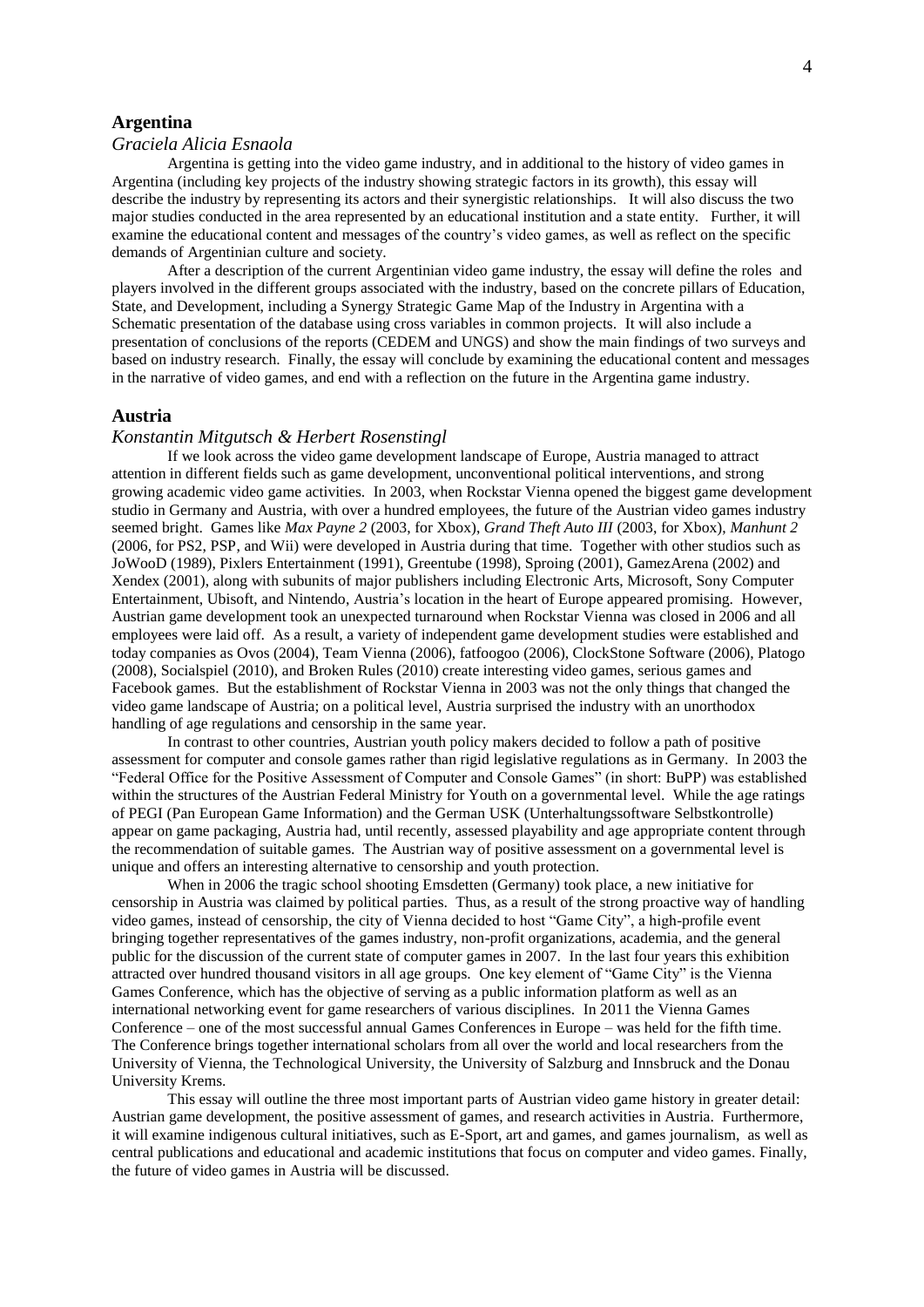## Argentina

*Graciela Alicia Esnaola*

Argentina is getting into the video game industry, and in additional to the history of video games in Argentina (including key projects of the industry showing strategic factors in its growth), this essay will describe the industry by representing its actors and their synergistic relationships. It will also discuss the two major studies conducted in the area represented by an educational institution and a state entity. Further, it will examine the educational content and messages of the country's video games, as well as reflect on the specific demands of Argentinian culture and society.

After a description of the current Argentinian video game industry, the essay will define the roles and players involved in the different groups associated with the industry, based on the concrete pillars of Education, State, and Development, including a Synergy Strategic Game Map of the Industry in Argentina with a Schematic presentation of the database using cross variables in common projects. It will also include a presentation of conclusions of the reports (CEDEM and UNGS) and show the main findings of two surveys and based on industry research. Finally, the essay will conclude by examining the educational content and messages in the narrative of video games, and end with a reflection on the future in the Argentina game industry.

## Austria

*Konstantin Mitgutsch & Herbert Rosenstingl*

If we look across the video game development landscape of Europe, Austria managed to attract attention in different fields such as game development, unconventional political interventions, and strong growing academic video game activities. In 2003, when Rockstar Vienna opened the biggest game development studio in Germany and Austria, with over a hundred employees, the future of the Austrian video games industry seemed bright. Games like *Max Payne 2* (2003, for Xbox), *Grand Theft Auto III* (2003, for Xbox), *Manhunt 2* (2006, for PS2, PSP, and Wii) were developed in Austria during that time. Together with other studios such as JoWooD (1989), Pixlers Entertainment (1991), Greentube (1998), Sproing (2001), GamezArena (2002) and Xendex (2001), along with subunits of major publishers including Electronic Arts, Microsoft, Sony Computer Entertainment, Ubisoft, and Nintendo, Austria's location in the heart of Europe appeared promising. However, Austrian game development took an unexpected turnaround when Rockstar Vienna was closed in 2006 and all employees were laid off. As a result, a variety of independent game development studies were established and today companies as Ovos (2004), Team Vienna (2006), fatfoogoo (2006), ClockStone Software (2006), Platogo (2008), Socialspiel (2010), and Broken Rules (2010) create interesting video games, serious games and Facebook games. But the establishment of Rockstar Vienna in 2003 was not the only things that changed the video game landscape of Austria; on a political level, Austria surprised the industry with an unorthodox handling of age regulations and censorship in the same year.

In contrast to other countries, Austrian youth policy makers decided to follow a path of positive assessment for computer and console games rather than rigid legislative regulations as in Germany. In 2003 the "Federal Office for the Positive Assessment of Computer and Console Games" (in short: BuPP) was established within the structures of the Austrian Federal Ministry for Youth on a governmental level. While the age ratings of PEGI (Pan European Game Information) and the German USK (Unterhaltungssoftware Selbstkontrolle) appear on game packaging, Austria had, until recently, assessed playability and age appropriate content through the recommendation of suitable games. The Austrian way of positive assessment on a governmental level is unique and offers an interesting alternative to censorship and youth protection.

When in 2006 the tragic school shooting Emsdetten (Germany) took place, a new initiative for censorship in Austria was claimed by political parties. Thus, as a result of the strong proactive way of handling video games, instead of censorship, the city of Vienna decided to host "Game City", a high-profile event bringing together representatives of the games industry, non-profit organizations, academia, and the general public for the discussion of the current state of computer games in 2007. In the last four years this exhibition attracted over hundred thousand visitors in all age groups. One key element of "Game City" is the Vienna Games Conference, which has the objective of serving as a public information platform as well as an international networking event for game researchers of various disciplines. In 2011 the Vienna Games Conference – one of the most successful annual Games Conferences in Europe – was held for the fifth time. The Conference brings together international scholars from all over the world and local researchers from the University of Vienna, the Technological University, the University of Salzburg and Innsbruck and the Donau University Krems.

This essay will outline the three most important parts of Austrian video game history in greater detail: Austrian game development, the positive assessment of games, and research activities in Austria. Furthermore, it will examine indigenous cultural initiatives, such as E-Sport, art and games, and games journalism, as well as central publications and educational and academic institutions that focus on computer and video games. Finally, the future of video games in Austria will be discussed.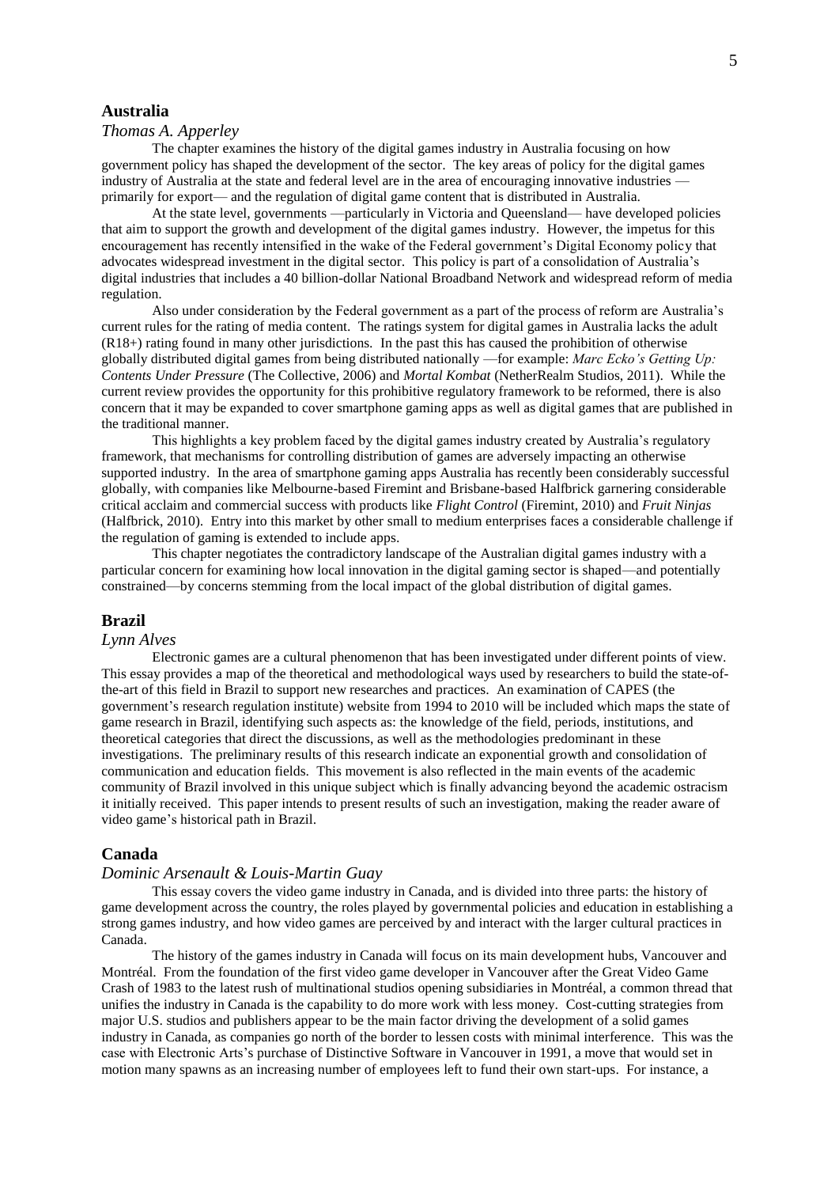## Australia

*Thomas A. Apperley*

The chapter examines the history of the digital games industry in Australia focusing on how government policy has shaped the development of the sector. The key areas of policy for the digital games industry of Australia at the state and federal level are in the area of encouraging innovative industries — primarily for export— and the regulation of digital game content that is distributed in Australia.

At the state level, governments —particularly in Victoria and Queensland— have developed policies that aim to support the growth and development of the digital games industry. However, the impetus for this encouragement has recently intensified in the wake of the Federal government's Digital Economy policy that advocates widespread investment in the digital sector. This policy is part of a consolidation of Australia's digital industries that includes a 40 billion-dollar National Broadband Network and widespread reform of media regulation.

Also under consideration by the Federal government as a part of the process of reform are Australia's current rules for the rating of media content. The ratings system for digital games in Australia lacks the adult (R18+) rating found in many other jurisdictions. In the past this has caused the prohibition of otherwise globally distributed digital games from being distributed nationally —for example: *Marc Ecko's Getting Up: Contents Under Pressure* (The Collective, 2006) and *Mortal Kombat* (NetherRealm Studios, 2011). While the current review provides the opportunity for this prohibitive regulatory framework to be reformed, there is also concern that it may be expanded to cover smartphone gaming apps as well as digital games that are published in the traditional manner.

This highlights a key problem faced by the digital games industry created by Australia's regulatory framework, that mechanisms for controlling distribution of games are adversely impacting an otherwise supported industry. In the area of smartphone gaming apps Australia has recently been considerably successful globally, with companies like Melbourne-based Firemint and Brisbane-based Halfbrick garnering considerable critical acclaim and commercial success with products like *Flight Control* (Firemint, 2010) and *Fruit Ninjas* (Halfbrick, 2010). Entry into this market by other small to medium enterprises faces a considerable challenge if the regulation of gaming is extended to include apps.

This chapter negotiates the contradictory landscape of the Australian digital games industry with a particular concern for examining how local innovation in the digital gaming sector is shaped—and potentially constrained—by concerns stemming from the local impact of the global distribution of digital games.

## Brazil

*Lynn Alves*

Electronic games are a cultural phenomenon that has been investigated under different points of view. This essay provides a map of the theoretical and methodological ways used by researchers to build the state-of-the-art of this field in Brazil to support new researches and practices. An examination of CAPES (the government's research regulation institute) website from 1994 to 2010 will be included which maps the state of game research in Brazil, identifying such aspects as: the knowledge of the field, periods, institutions, and theoretical categories that direct the discussions, as well as the methodologies predominant in these investigations. The preliminary results of this research indicate an exponential growth and consolidation of communication and education fields. This movement is also reflected in the main events of the academic community of Brazil involved in this unique subject which is finally advancing beyond the academic ostracism it initially received. This paper intends to present results of such an investigation, making the reader aware of video game's historical path in Brazil.

## Canada

*Dominic Arsenault & Louis-Martin Guay*

This essay covers the video game industry in Canada, and is divided into three parts: the history of game development across the country, the roles played by governmental policies and education in establishing a strong games industry, and how video games are perceived by and interact with the larger cultural practices in Canada.

The history of the games industry in Canada will focus on its main development hubs, Vancouver and Montréal. From the foundation of the first video game developer in Vancouver after the Great Video Game Crash of 1983 to the latest rush of multinational studios opening subsidiaries in Montréal, a common thread that unifies the industry in Canada is the capability to do more work with less money. Cost-cutting strategies from major U.S. studios and publishers appear to be the main factor driving the development of a solid games industry in Canada, as companies go north of the border to lessen costs with minimal interference. This was the case with Electronic Arts's purchase of Distinctive Software in Vancouver in 1991, a move that would set in motion many spawns as an increasing number of employees left to fund their own start-ups. For instance, a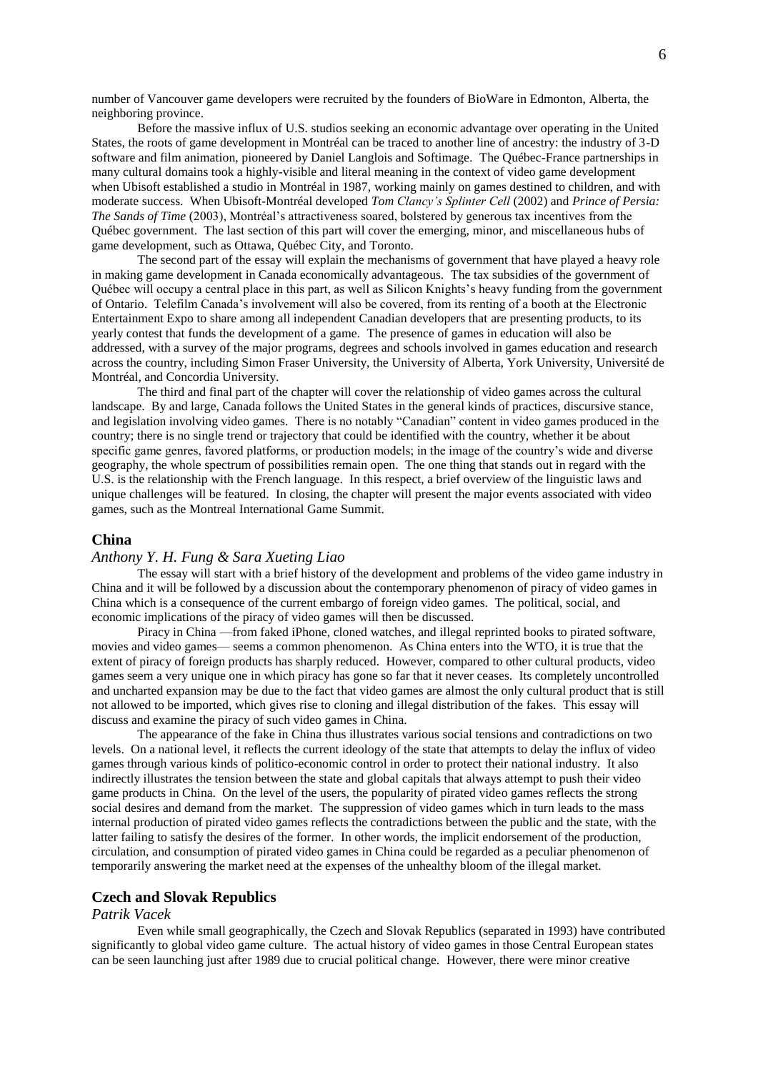number of Vancouver game developers were recruited by the founders of BioWare in Edmonton, Alberta, the neighboring province.

Before the massive influx of U.S. studios seeking an economic advantage over operating in the United States, the roots of game development in Montréal can be traced to another line of ancestry: the industry of 3-D software and film animation, pioneered by Daniel Langlois and Softimage. The Québec-France partnerships in many cultural domains took a highly-visible and literal meaning in the context of video game development when Ubisoft established a studio in Montréal in 1987, working mainly on games destined to children, and with moderate success. When Ubisoft-Montréal developed *Tom Clancy's Splinter Cell* (2002) and *Prince of Persia: The Sands of Time* (2003), Montréal's attractiveness soared, bolstered by generous tax incentives from the Québec government. The last section of this part will cover the emerging, minor, and miscellaneous hubs of game development, such as Ottawa, Québec City, and Toronto.

The second part of the essay will explain the mechanisms of government that have played a heavy role in making game development in Canada economically advantageous. The tax subsidies of the government of Québec will occupy a central place in this part, as well as Silicon Knights's heavy funding from the government of Ontario. Telefilm Canada's involvement will also be covered, from its renting of a booth at the Electronic Entertainment Expo to share among all independent Canadian developers that are presenting products, to its yearly contest that funds the development of a game. The presence of games in education will also be addressed, with a survey of the major programs, degrees and schools involved in games education and research across the country, including Simon Fraser University, the University of Alberta, York University, Université de Montréal, and Concordia University.

The third and final part of the chapter will cover the relationship of video games across the cultural landscape. By and large, Canada follows the United States in the general kinds of practices, discursive stance, and legislation involving video games. There is no notably "Canadian" content in video games produced in the country; there is no single trend or trajectory that could be identified with the country, whether it be about specific game genres, favored platforms, or production models; in the image of the country's wide and diverse geography, the whole spectrum of possibilities remain open. The one thing that stands out in regard with the U.S. is the relationship with the French language. In this respect, a brief overview of the linguistic laws and unique challenges will be featured. In closing, the chapter will present the major events associated with video games, such as the Montreal International Game Summit.

## China

*Anthony Y. H. Fung & Sara Xueting Liao*

The essay will start with a brief history of the development and problems of the video game industry in China and it will be followed by a discussion about the contemporary phenomenon of piracy of video games in China which is a consequence of the current embargo of foreign video games. The political, social, and economic implications of the piracy of video games will then be discussed.

Piracy in China —from faked iPhone, cloned watches, and illegal reprinted books to pirated software, movies and video games— seems a common phenomenon. As China enters into the WTO, it is true that the extent of piracy of foreign products has sharply reduced. However, compared to other cultural products, video games seem a very unique one in which piracy has gone so far that it never ceases. Its completely uncontrolled and uncharted expansion may be due to the fact that video games are almost the only cultural product that is still not allowed to be imported, which gives rise to cloning and illegal distribution of the fakes. This essay will discuss and examine the piracy of such video games in China.

The appearance of the fake in China thus illustrates various social tensions and contradictions on two levels. On a national level, it reflects the current ideology of the state that attempts to delay the influx of video games through various kinds of politico-economic control in order to protect their national industry. It also indirectly illustrates the tension between the state and global capitals that always attempt to push their video game products in China. On the level of the users, the popularity of pirated video games reflects the strong social desires and demand from the market. The suppression of video games which in turn leads to the mass internal production of pirated video games reflects the contradictions between the public and the state, with the latter failing to satisfy the desires of the former. In other words, the implicit endorsement of the production, circulation, and consumption of pirated video games in China could be regarded as a peculiar phenomenon of temporarily answering the market need at the expenses of the unhealthy bloom of the illegal market.

## Czech and Slovak Republics

*Patrik Vacek*

Even while small geographically, the Czech and Slovak Republics (separated in 1993) have contributed significantly to global video game culture. The actual history of video games in those Central European states can be seen launching just after 1989 due to crucial political change. However, there were minor creative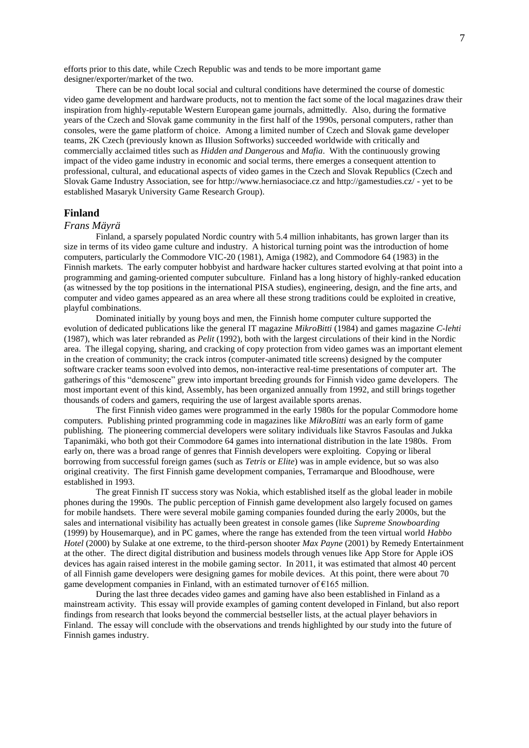efforts prior to this date, while Czech Republic was and tends to be more important game designer/exporter/market of the two.

There can be no doubt local social and cultural conditions have determined the course of domestic video game development and hardware products, not to mention the fact some of the local magazines draw their inspiration from highly-reputable Western European game journals, admittedly. Also, during the formative years of the Czech and Slovak game community in the first half of the 1990s, personal computers, rather than consoles, were the game platform of choice. Among a limited number of Czech and Slovak game developer teams, 2K Czech (previously known as Illusion Softworks) succeeded worldwide with critically and commercially acclaimed titles such as *Hidden and Dangerous* and *Mafia*. With the continuously growing impact of the video game industry in economic and social terms, there emerges a consequent attention to professional, cultural, and educational aspects of video games in the Czech and Slovak Republics (Czech and Slovak Game Industry Association, see for http://www.herniasociace.cz and http://gamestudies.cz/ - yet to be established Masaryk University Game Research Group).

## Finland

*Frans Mäyrä*

Finland, a sparsely populated Nordic country with 5.4 million inhabitants, has grown larger than its size in terms of its video game culture and industry. A historical turning point was the introduction of home computers, particularly the Commodore VIC-20 (1981), Amiga (1982), and Commodore 64 (1983) in the Finnish markets. The early computer hobbyist and hardware hacker cultures started evolving at that point into a programming and gaming-oriented computer subculture. Finland has a long history of highly-ranked education (as witnessed by the top positions in the international PISA studies), engineering, design, and the fine arts, and computer and video games appeared as an area where all these strong traditions could be exploited in creative, playful combinations.

Dominated initially by young boys and men, the Finnish home computer culture supported the evolution of dedicated publications like the general IT magazine *MikroBitti* (1984) and games magazine *C-lehti* (1987), which was later rebranded as *Pelit* (1992), both with the largest circulations of their kind in the Nordic area. The illegal copying, sharing, and cracking of copy protection from video games was an important element in the creation of community; the crack intros (computer-animated title screens) designed by the computer software cracker teams soon evolved into demos, non-interactive real-time presentations of computer art. The gatherings of this "demoscene" grew into important breeding grounds for Finnish video game developers. The most important event of this kind, Assembly, has been organized annually from 1992, and still brings together thousands of coders and gamers, requiring the use of largest available sports arenas.

The first Finnish video games were programmed in the early 1980s for the popular Commodore home computers. Publishing printed programming code in magazines like *MikroBitti* was an early form of game publishing. The pioneering commercial developers were solitary individuals like Stavros Fasoulas and Jukka Tapanimäki, who both got their Commodore 64 games into international distribution in the late 1980s. From early on, there was a broad range of genres that Finnish developers were exploiting. Copying or liberal borrowing from successful foreign games (such as *Tetris* or *Elite*) was in ample evidence, but so was also original creativity. The first Finnish game development companies, Terramarque and Bloodhouse, were established in 1993.

The great Finnish IT success story was Nokia, which established itself as the global leader in mobile phones during the 1990s. The public perception of Finnish game development also largely focused on games for mobile handsets. There were several mobile gaming companies founded during the early 2000s, but the sales and international visibility has actually been greatest in console games (like *Supreme Snowboarding* (1999) by Housemarque), and in PC games, where the range has extended from the teen virtual world *Habbo Hotel* (2000) by Sulake at one extreme, to the third-person shooter *Max Payne* (2001) by Remedy Entertainment at the other. The direct digital distribution and business models through venues like App Store for Apple iOS devices has again raised interest in the mobile gaming sector. In 2011, it was estimated that almost 40 percent of all Finnish game developers were designing games for mobile devices. At this point, there were about 70 game development companies in Finland, with an estimated turnover of €165 million.

During the last three decades video games and gaming have also been established in Finland as a mainstream activity. This essay will provide examples of gaming content developed in Finland, but also report findings from research that looks beyond the commercial bestseller lists, at the actual player behaviors in Finland. The essay will conclude with the observations and trends highlighted by our study into the future of Finnish games industry.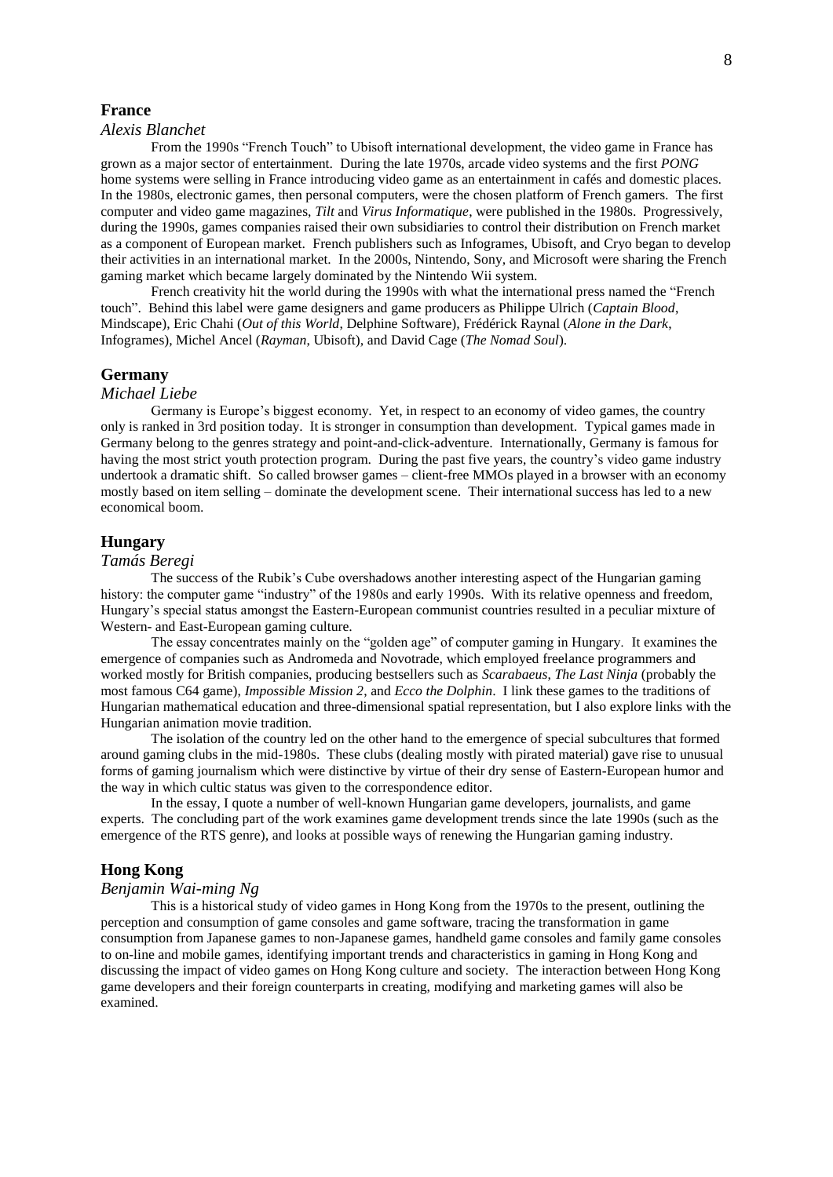## France

*Alexis Blanchet*

From the 1990s "French Touch" to Ubisoft international development, the video game in France has grown as a major sector of entertainment. During the late 1970s, arcade video systems and the first *PONG* home systems were selling in France introducing video game as an entertainment in cafés and domestic places. In the 1980s, electronic games, then personal computers, were the chosen platform of French gamers. The first computer and video game magazines, *Tilt* and *Virus Informatique*, were published in the 1980s. Progressively, during the 1990s, games companies raised their own subsidiaries to control their distribution on French market as a component of European market. French publishers such as Infogrames, Ubisoft, and Cryo began to develop their activities in an international market. In the 2000s, Nintendo, Sony, and Microsoft were sharing the French gaming market which became largely dominated by the Nintendo Wii system.

French creativity hit the world during the 1990s with what the international press named the "French touch". Behind this label were game designers and game producers as Philippe Ulrich (*Captain Blood*, Mindscape), Eric Chahi (*Out of this World*, Delphine Software), Frédérick Raynal (*Alone in the Dark*, Infogrames), Michel Ancel (*Rayman*, Ubisoft), and David Cage (*The Nomad Soul*).

## Germany

*Michael Liebe*

Germany is Europe's biggest economy. Yet, in respect to an economy of video games, the country only is ranked in 3rd position today. It is stronger in consumption than development. Typical games made in Germany belong to the genres strategy and point-and-click-adventure. Internationally, Germany is famous for having the most strict youth protection program. During the past five years, the country's video game industry undertook a dramatic shift. So called browser games – client-free MMOs played in a browser with an economy mostly based on item selling – dominate the development scene. Their international success has led to a new economical boom.

## Hungary

*Tamás Beregi*

The success of the Rubik's Cube overshadows another interesting aspect of the Hungarian gaming history: the computer game "industry" of the 1980s and early 1990s. With its relative openness and freedom, Hungary's special status amongst the Eastern-European communist countries resulted in a peculiar mixture of Western- and East-European gaming culture.

The essay concentrates mainly on the "golden age" of computer gaming in Hungary. It examines the emergence of companies such as Andromeda and Novotrade, which employed freelance programmers and worked mostly for British companies, producing bestsellers such as *Scarabaeus*, *The Last Ninja* (probably the most famous C64 game), *Impossible Mission 2*, and *Ecco the Dolphin*. I link these games to the traditions of Hungarian mathematical education and three-dimensional spatial representation, but I also explore links with the Hungarian animation movie tradition.

The isolation of the country led on the other hand to the emergence of special subcultures that formed around gaming clubs in the mid-1980s. These clubs (dealing mostly with pirated material) gave rise to unusual forms of gaming journalism which were distinctive by virtue of their dry sense of Eastern-European humor and the way in which cultic status was given to the correspondence editor.

In the essay, I quote a number of well-known Hungarian game developers, journalists, and game experts. The concluding part of the work examines game development trends since the late 1990s (such as the emergence of the RTS genre), and looks at possible ways of renewing the Hungarian gaming industry.

## Hong Kong

*Benjamin Wai-ming Ng*

This is a historical study of video games in Hong Kong from the 1970s to the present, outlining the perception and consumption of game consoles and game software, tracing the transformation in game consumption from Japanese games to non-Japanese games, handheld game consoles and family game consoles to on-line and mobile games, identifying important trends and characteristics in gaming in Hong Kong and discussing the impact of video games on Hong Kong culture and society. The interaction between Hong Kong game developers and their foreign counterparts in creating, modifying and marketing games will also be examined.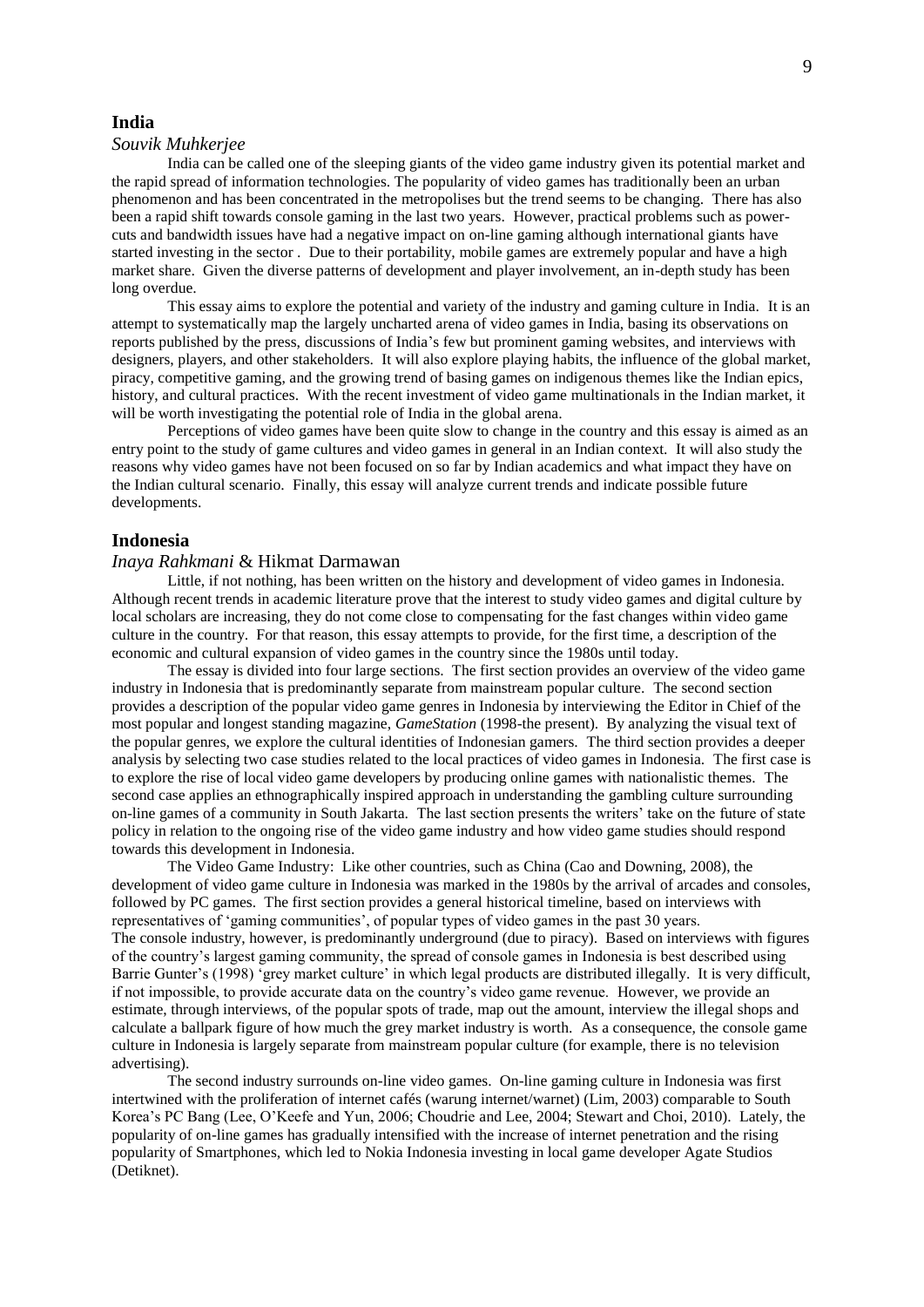## India

*Souvik Muhkerjee*

India can be called one of the sleeping giants of the video game industry given its potential market and the rapid spread of information technologies. The popularity of video games has traditionally been an urban phenomenon and has been concentrated in the metropolises but the trend seems to be changing. There has also been a rapid shift towards console gaming in the last two years. However, practical problems such as power-cuts and bandwidth issues have had a negative impact on on-line gaming although international giants have started investing in the sector . Due to their portability, mobile games are extremely popular and have a high market share. Given the diverse patterns of development and player involvement, an in-depth study has been long overdue.

This essay aims to explore the potential and variety of the industry and gaming culture in India. It is an attempt to systematically map the largely uncharted arena of video games in India, basing its observations on reports published by the press, discussions of India's few but prominent gaming websites, and interviews with designers, players, and other stakeholders. It will also explore playing habits, the influence of the global market, piracy, competitive gaming, and the growing trend of basing games on indigenous themes like the Indian epics, history, and cultural practices. With the recent investment of video game multinationals in the Indian market, it will be worth investigating the potential role of India in the global arena.

Perceptions of video games have been quite slow to change in the country and this essay is aimed as an entry point to the study of game cultures and video games in general in an Indian context. It will also study the reasons why video games have not been focused on so far by Indian academics and what impact they have on the Indian cultural scenario. Finally, this essay will analyze current trends and indicate possible future developments.

## Indonesia

*Inaya Rahkmani* & Hikmat Darmawan

Little, if not nothing, has been written on the history and development of video games in Indonesia. Although recent trends in academic literature prove that the interest to study video games and digital culture by local scholars are increasing, they do not come close to compensating for the fast changes within video game culture in the country. For that reason, this essay attempts to provide, for the first time, a description of the economic and cultural expansion of video games in the country since the 1980s until today.

The essay is divided into four large sections. The first section provides an overview of the video game industry in Indonesia that is predominantly separate from mainstream popular culture. The second section provides a description of the popular video game genres in Indonesia by interviewing the Editor in Chief of the most popular and longest standing magazine, *GameStation* (1998-the present). By analyzing the visual text of the popular genres, we explore the cultural identities of Indonesian gamers. The third section provides a deeper analysis by selecting two case studies related to the local practices of video games in Indonesia. The first case is to explore the rise of local video game developers by producing online games with nationalistic themes. The second case applies an ethnographically inspired approach in understanding the gambling culture surrounding on-line games of a community in South Jakarta. The last section presents the writers' take on the future of state policy in relation to the ongoing rise of the video game industry and how video game studies should respond towards this development in Indonesia.

The Video Game Industry: Like other countries, such as China (Cao and Downing, 2008), the development of video game culture in Indonesia was marked in the 1980s by the arrival of arcades and consoles, followed by PC games. The first section provides a general historical timeline, based on interviews with representatives of 'gaming communities', of popular types of video games in the past 30 years.

The console industry, however, is predominantly underground (due to piracy). Based on interviews with figures of the country's largest gaming community, the spread of console games in Indonesia is best described using Barrie Gunter's (1998) 'grey market culture' in which legal products are distributed illegally. It is very difficult, if not impossible, to provide accurate data on the country's video game revenue. However, we provide an estimate, through interviews, of the popular spots of trade, map out the amount, interview the illegal shops and calculate a ballpark figure of how much the grey market industry is worth. As a consequence, the console game culture in Indonesia is largely separate from mainstream popular culture (for example, there is no television advertising).

The second industry surrounds on-line video games. On-line gaming culture in Indonesia was first intertwined with the proliferation of internet cafés (warung internet/warnet) (Lim, 2003) comparable to South Korea's PC Bang (Lee, O'Keefe and Yun, 2006; Choudrie and Lee, 2004; Stewart and Choi, 2010). Lately, the popularity of on-line games has gradually intensified with the increase of internet penetration and the rising popularity of Smartphones, which led to Nokia Indonesia investing in local game developer Agate Studios (Detiknet).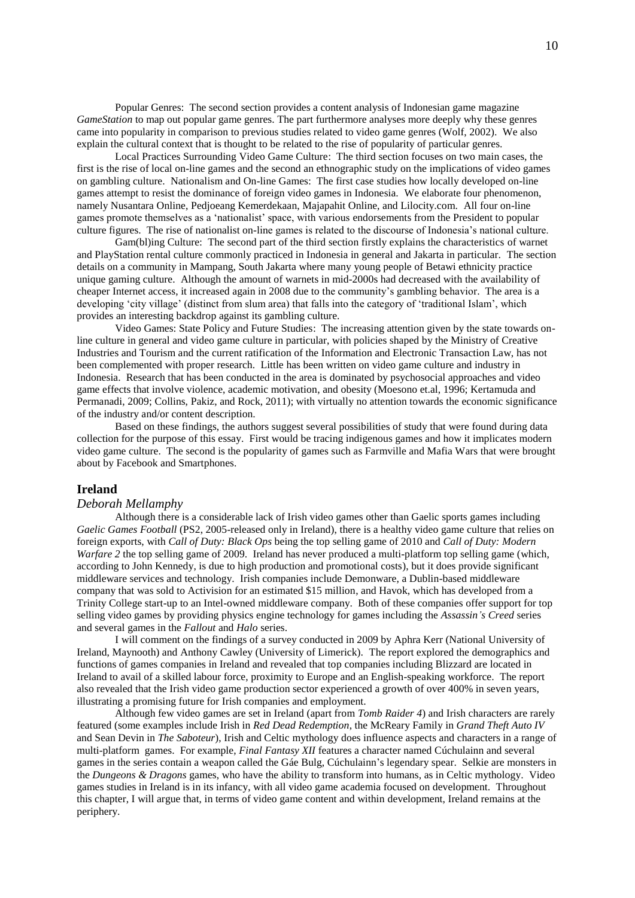Popular Genres: The second section provides a content analysis of Indonesian game magazine *GameStation* to map out popular game genres. The part furthermore analyses more deeply why these genres came into popularity in comparison to previous studies related to video game genres (Wolf, 2002). We also explain the cultural context that is thought to be related to the rise of popularity of particular genres.

Local Practices Surrounding Video Game Culture: The third section focuses on two main cases, the first is the rise of local on-line games and the second an ethnographic study on the implications of video games on gambling culture. Nationalism and On-line Games: The first case studies how locally developed on-line games attempt to resist the dominance of foreign video games in Indonesia. We elaborate four phenomenon, namely Nusantara Online, Pedjoeang Kemerdekaan, Majapahit Online, and Lilocity.com. All four on-line games promote themselves as a 'nationalist' space, with various endorsements from the President to popular culture figures. The rise of nationalist on-line games is related to the discourse of Indonesia's national culture.

Gam(bl)ing Culture: The second part of the third section firstly explains the characteristics of warnet and PlayStation rental culture commonly practiced in Indonesia in general and Jakarta in particular. The section details on a community in Mampang, South Jakarta where many young people of Betawi ethnicity practice unique gaming culture. Although the amount of warnets in mid-2000s had decreased with the availability of cheaper Internet access, it increased again in 2008 due to the community's gambling behavior. The area is a developing 'city village' (distinct from slum area) that falls into the category of 'traditional Islam', which provides an interesting backdrop against its gambling culture.

Video Games: State Policy and Future Studies: The increasing attention given by the state towards on-line culture in general and video game culture in particular, with policies shaped by the Ministry of Creative Industries and Tourism and the current ratification of the Information and Electronic Transaction Law, has not been complemented with proper research. Little has been written on video game culture and industry in Indonesia. Research that has been conducted in the area is dominated by psychosocial approaches and video game effects that involve violence, academic motivation, and obesity (Moesono et.al, 1996; Kertamuda and Permanadi, 2009; Collins, Pakiz, and Rock, 2011); with virtually no attention towards the economic significance of the industry and/or content description.

Based on these findings, the authors suggest several possibilities of study that were found during data collection for the purpose of this essay. First would be tracing indigenous games and how it implicates modern video game culture. The second is the popularity of games such as Farmville and Mafia Wars that were brought about by Facebook and Smartphones.

## Ireland

### *Deborah Mellamphy*

Although there is a considerable lack of Irish video games other than Gaelic sports games including *Gaelic Games Football* (PS2, 2005-released only in Ireland), there is a healthy video game culture that relies on foreign exports, with *Call of Duty: Black Ops* being the top selling game of 2010 and *Call of Duty: Modern Warfare 2* the top selling game of 2009. Ireland has never produced a multi-platform top selling game (which, according to John Kennedy, is due to high production and promotional costs), but it does provide significant middleware services and technology. Irish companies include Demonware, a Dublin-based middleware company that was sold to Activision for an estimated $15 million, and Havok, which has developed from a Trinity College start-up to an Intel-owned middleware company. Both of these companies offer support for top selling video games by providing physics engine technology for games including the *Assassin's Creed* series and several games in the *Fallout* and *Halo* series.

I will comment on the findings of a survey conducted in 2009 by Aphra Kerr (National University of Ireland, Maynooth) and Anthony Cawley (University of Limerick). The report explored the demographics and functions of games companies in Ireland and revealed that top companies including Blizzard are located in Ireland to avail of a skilled labour force, proximity to Europe and an English-speaking workforce. The report also revealed that the Irish video game production sector experienced a growth of over 400% in seven years, illustrating a promising future for Irish companies and employment.

Although few video games are set in Ireland (apart from *Tomb Raider 4*) and Irish characters are rarely featured (some examples include Irish in *Red Dead Redemption*, the McReary Family in *Grand Theft Auto IV* and Sean Devin in *The Saboteur*), Irish and Celtic mythology does influence aspects and characters in a range of multi-platform games. For example, *Final Fantasy XII* features a character named Cúchulainn and several games in the series contain a weapon called the Gáe Bulg, Cúchulainn's legendary spear. Selkie are monsters in the *Dungeons & Dragons* games, who have the ability to transform into humans, as in Celtic mythology. Video games studies in Ireland is in its infancy, with all video game academia focused on development. Throughout this chapter, I will argue that, in terms of video game content and within development, Ireland remains at the periphery.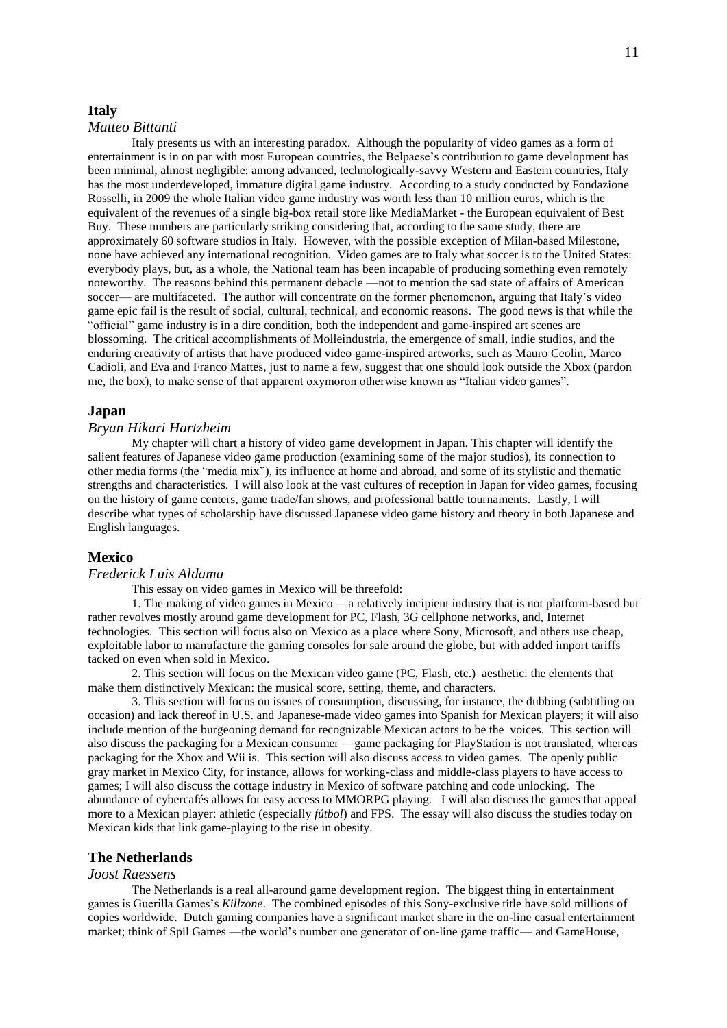## Italy

*Matteo Bittanti*

Italy presents us with an interesting paradox. Although the popularity of video games as a form of entertainment is in on par with most European countries, the Belpaese's contribution to game development has been minimal, almost negligible: among advanced, technologically-savvy Western and Eastern countries, Italy has the most underdeveloped, immature digital game industry. According to a study conducted by Fondazione Rosselli, in 2009 the whole Italian video game industry was worth less than 10 million euros, which is the equivalent of the revenues of a single big-box retail store like MediaMarket - the European equivalent of Best Buy. These numbers are particularly striking considering that, according to the same study, there are approximately 60 software studios in Italy. However, with the possible exception of Milan-based Milestone, none have achieved any international recognition. Video games are to Italy what soccer is to the United States: everybody plays, but, as a whole, the National team has been incapable of producing something even remotely noteworthy. The reasons behind this permanent debacle —not to mention the sad state of affairs of American soccer— are multifaceted. The author will concentrate on the former phenomenon, arguing that Italy's video game epic fail is the result of social, cultural, technical, and economic reasons. The good news is that while the "official" game industry is in a dire condition, both the independent and game-inspired art scenes are blossoming. The critical accomplishments of Molleindustria, the emergence of small, indie studios, and the enduring creativity of artists that have produced video game-inspired artworks, such as Mauro Ceolin, Marco Cadioli, and Eva and Franco Mattes, just to name a few, suggest that one should look outside the Xbox (pardon me, the box), to make sense of that apparent oxymoron otherwise known as "Italian video games".

## Japan

*Bryan Hikari Hartzheim*

My chapter will chart a history of video game development in Japan. This chapter will identify the salient features of Japanese video game production (examining some of the major studios), its connection to other media forms (the "media mix"), its influence at home and abroad, and some of its stylistic and thematic strengths and characteristics. I will also look at the vast cultures of reception in Japan for video games, focusing on the history of game centers, game trade/fan shows, and professional battle tournaments. Lastly, I will describe what types of scholarship have discussed Japanese video game history and theory in both Japanese and English languages.

## Mexico

*Frederick Luis Aldama*

This essay on video games in Mexico will be threefold:

1. The making of video games in Mexico —a relatively incipient industry that is not platform-based but rather revolves mostly around game development for PC, Flash, 3G cellphone networks, and, Internet technologies. This section will focus also on Mexico as a place where Sony, Microsoft, and others use cheap, exploitable labor to manufacture the gaming consoles for sale around the globe, but with added import tariffs tacked on even when sold in Mexico.

2. This section will focus on the Mexican video game (PC, Flash, etc.) aesthetic: the elements that make them distinctively Mexican: the musical score, setting, theme, and characters.

3. This section will focus on issues of consumption, discussing, for instance, the dubbing (subtitling on occasion) and lack thereof in U.S. and Japanese-made video games into Spanish for Mexican players; it will also include mention of the burgeoning demand for recognizable Mexican actors to be the voices. This section will also discuss the packaging for a Mexican consumer —game packaging for PlayStation is not translated, whereas packaging for the Xbox and Wii is. This section will also discuss access to video games. The openly public gray market in Mexico City, for instance, allows for working-class and middle-class players to have access to games; I will also discuss the cottage industry in Mexico of software patching and code unlocking. The abundance of cybercafés allows for easy access to MMORPG playing. I will also discuss the games that appeal more to a Mexican player: athletic (especially *fútbol*) and FPS. The essay will also discuss the studies today on Mexican kids that link game-playing to the rise in obesity.

## The Netherlands

*Joost Raessens*

The Netherlands is a real all-around game development region. The biggest thing in entertainment games is Guerilla Games's *Killzone*. The combined episodes of this Sony-exclusive title have sold millions of copies worldwide. Dutch gaming companies have a significant market share in the on-line casual entertainment market; think of Spil Games —the world's number one generator of on-line game traffic— and GameHouse,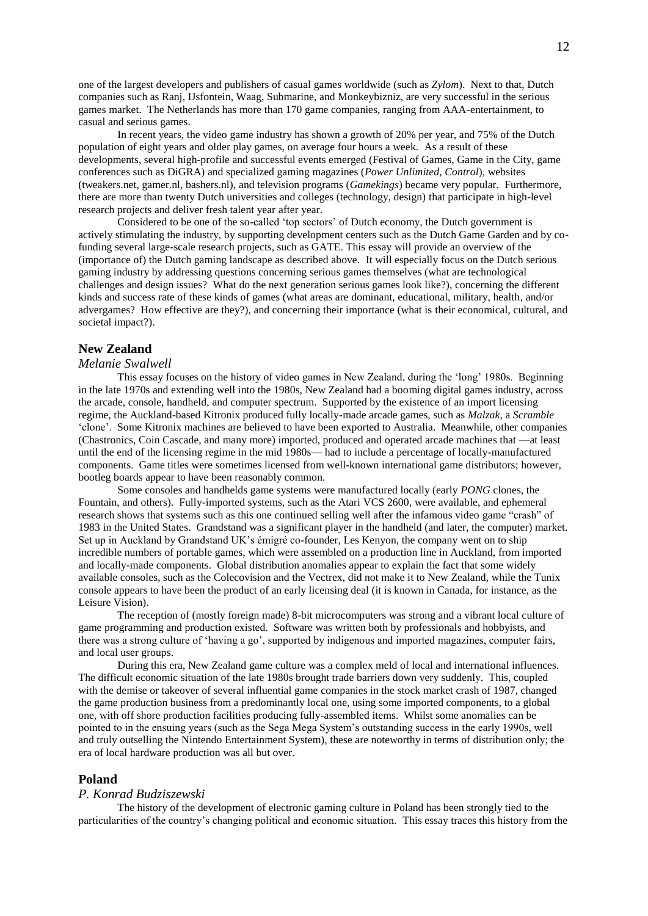one of the largest developers and publishers of casual games worldwide (such as *Zylom*). Next to that, Dutch companies such as Ranj, IJsfontein, Waag, Submarine, and Monkeybizniz, are very successful in the serious games market. The Netherlands has more than 170 game companies, ranging from AAA-entertainment, to casual and serious games.

In recent years, the video game industry has shown a growth of 20% per year, and 75% of the Dutch population of eight years and older play games, on average four hours a week. As a result of these developments, several high-profile and successful events emerged (Festival of Games, Game in the City, game conferences such as DiGRA) and specialized gaming magazines (*Power Unlimited*, *Control*), websites (tweakers.net, gamer.nl, bashers.nl), and television programs (*Gamekings*) became very popular. Furthermore, there are more than twenty Dutch universities and colleges (technology, design) that participate in high-level research projects and deliver fresh talent year after year.

Considered to be one of the so-called 'top sectors' of Dutch economy, the Dutch government is actively stimulating the industry, by supporting development centers such as the Dutch Game Garden and by co-funding several large-scale research projects, such as GATE. This essay will provide an overview of the (importance of) the Dutch gaming landscape as described above. It will especially focus on the Dutch serious gaming industry by addressing questions concerning serious games themselves (what are technological challenges and design issues? What do the next generation serious games look like?), concerning the different kinds and success rate of these kinds of games (what areas are dominant, educational, military, health, and/or advergames? How effective are they?), and concerning their importance (what is their economical, cultural, and societal impact?).

## New Zealand

*Melanie Swalwell*

This essay focuses on the history of video games in New Zealand, during the 'long' 1980s. Beginning in the late 1970s and extending well into the 1980s, New Zealand had a booming digital games industry, across the arcade, console, handheld, and computer spectrum. Supported by the existence of an import licensing regime, the Auckland-based Kitronix produced fully locally-made arcade games, such as *Malzak*, a *Scramble* 'clone'. Some Kitronix machines are believed to have been exported to Australia. Meanwhile, other companies (Chastronics, Coin Cascade, and many more) imported, produced and operated arcade machines that —at least until the end of the licensing regime in the mid 1980s— had to include a percentage of locally-manufactured components. Game titles were sometimes licensed from well-known international game distributors; however, bootleg boards appear to have been reasonably common.

Some consoles and handhelds game systems were manufactured locally (early *PONG* clones, the Fountain, and others). Fully-imported systems, such as the Atari VCS 2600, were available, and ephemeral research shows that systems such as this one continued selling well after the infamous video game "crash" of 1983 in the United States. Grandstand was a significant player in the handheld (and later, the computer) market. Set up in Auckland by Grandstand UK's émigré co-founder, Les Kenyon, the company went on to ship incredible numbers of portable games, which were assembled on a production line in Auckland, from imported and locally-made components. Global distribution anomalies appear to explain the fact that some widely available consoles, such as the Colecovision and the Vectrex, did not make it to New Zealand, while the Tunix console appears to have been the product of an early licensing deal (it is known in Canada, for instance, as the Leisure Vision).

The reception of (mostly foreign made) 8-bit microcomputers was strong and a vibrant local culture of game programming and production existed. Software was written both by professionals and hobbyists, and there was a strong culture of 'having a go', supported by indigenous and imported magazines, computer fairs, and local user groups.

During this era, New Zealand game culture was a complex meld of local and international influences. The difficult economic situation of the late 1980s brought trade barriers down very suddenly. This, coupled with the demise or takeover of several influential game companies in the stock market crash of 1987, changed the game production business from a predominantly local one, using some imported components, to a global one, with off shore production facilities producing fully-assembled items. Whilst some anomalies can be pointed to in the ensuing years (such as the Sega Mega System's outstanding success in the early 1990s, well and truly outselling the Nintendo Entertainment System), these are noteworthy in terms of distribution only; the era of local hardware production was all but over.

## Poland

*P. Konrad Budziszewski*

The history of the development of electronic gaming culture in Poland has been strongly tied to the particularities of the country's changing political and economic situation. This essay traces this history from the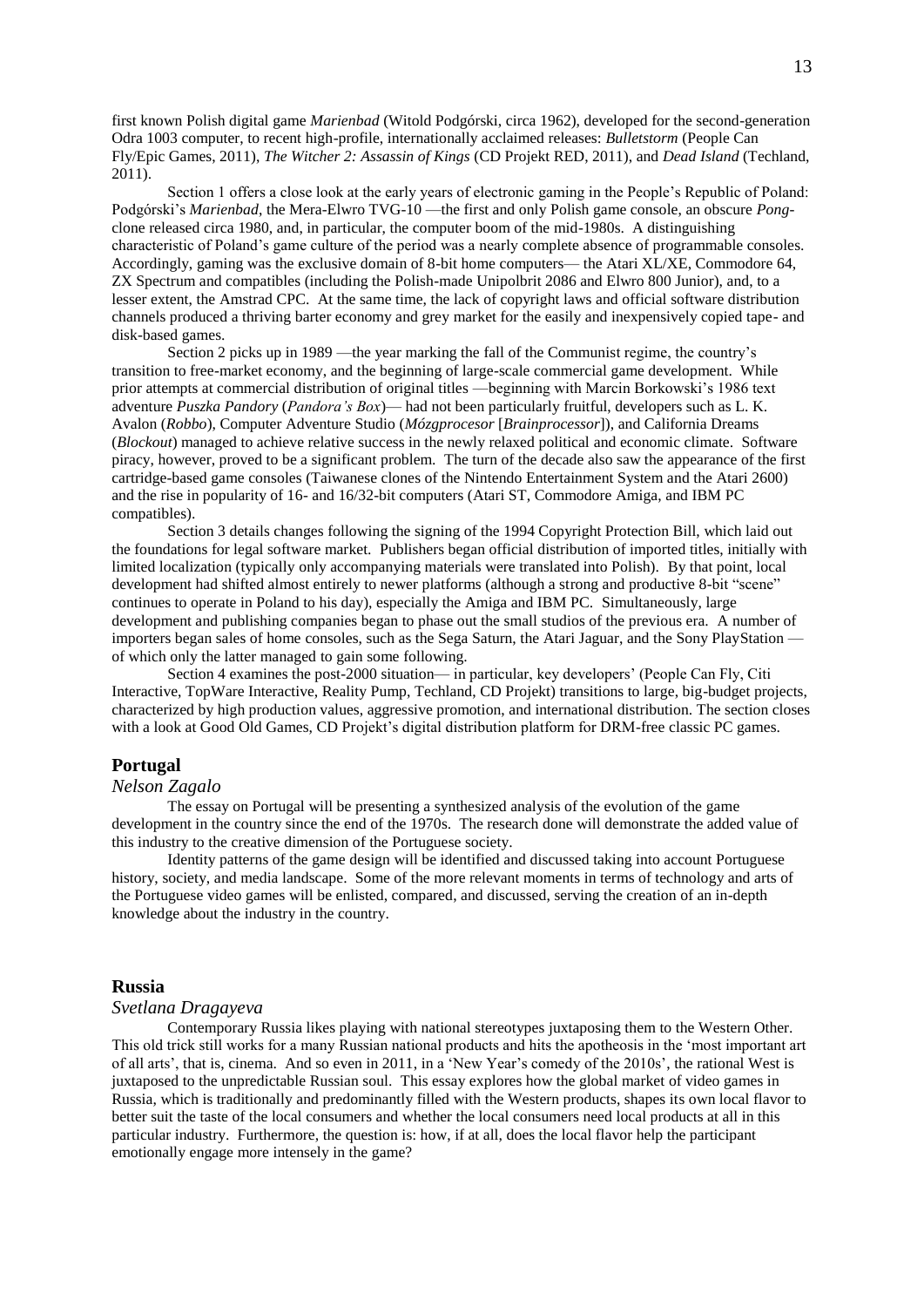first known Polish digital game *Marienbad* (Witold Podgórski, circa 1962), developed for the second-generation Odra 1003 computer, to recent high-profile, internationally acclaimed releases: *Bulletstorm* (People Can Fly/Epic Games, 2011), *The Witcher 2: Assassin of Kings* (CD Projekt RED, 2011), and *Dead Island* (Techland, 2011).

Section 1 offers a close look at the early years of electronic gaming in the People's Republic of Poland: Podgórski's *Marienbad*, the Mera-Elwro TVG-10 —the first and only Polish game console, an obscure *Pong*-clone released circa 1980, and, in particular, the computer boom of the mid-1980s. A distinguishing characteristic of Poland's game culture of the period was a nearly complete absence of programmable consoles. Accordingly, gaming was the exclusive domain of 8-bit home computers— the Atari XL/XE, Commodore 64, ZX Spectrum and compatibles (including the Polish-made Unipolbrit 2086 and Elwro 800 Junior), and, to a lesser extent, the Amstrad CPC. At the same time, the lack of copyright laws and official software distribution channels produced a thriving barter economy and grey market for the easily and inexpensively copied tape- and disk-based games.

Section 2 picks up in 1989 —the year marking the fall of the Communist regime, the country's transition to free-market economy, and the beginning of large-scale commercial game development. While prior attempts at commercial distribution of original titles —beginning with Marcin Borkowski's 1986 text adventure *Puszka Pandory* (*Pandora's Box*)— had not been particularly fruitful, developers such as L. K. Avalon (*Robbo*), Computer Adventure Studio (*Mózgprocesor* [*Brainprocessor*]), and California Dreams (*Blockout*) managed to achieve relative success in the newly relaxed political and economic climate. Software piracy, however, proved to be a significant problem. The turn of the decade also saw the appearance of the first cartridge-based game consoles (Taiwanese clones of the Nintendo Entertainment System and the Atari 2600) and the rise in popularity of 16- and 16/32-bit computers (Atari ST, Commodore Amiga, and IBM PC compatibles).

Section 3 details changes following the signing of the 1994 Copyright Protection Bill, which laid out the foundations for legal software market. Publishers began official distribution of imported titles, initially with limited localization (typically only accompanying materials were translated into Polish). By that point, local development had shifted almost entirely to newer platforms (although a strong and productive 8-bit "scene" continues to operate in Poland to his day), especially the Amiga and IBM PC. Simultaneously, large development and publishing companies began to phase out the small studios of the previous era. A number of importers began sales of home consoles, such as the Sega Saturn, the Atari Jaguar, and the Sony PlayStation — of which only the latter managed to gain some following.

Section 4 examines the post-2000 situation— in particular, key developers' (People Can Fly, Citi Interactive, TopWare Interactive, Reality Pump, Techland, CD Projekt) transitions to large, big-budget projects, characterized by high production values, aggressive promotion, and international distribution. The section closes with a look at Good Old Games, CD Projekt's digital distribution platform for DRM-free classic PC games.

## Portugal

*Nelson Zagalo*

The essay on Portugal will be presenting a synthesized analysis of the evolution of the game development in the country since the end of the 1970s. The research done will demonstrate the added value of this industry to the creative dimension of the Portuguese society.

Identity patterns of the game design will be identified and discussed taking into account Portuguese history, society, and media landscape. Some of the more relevant moments in terms of technology and arts of the Portuguese video games will be enlisted, compared, and discussed, serving the creation of an in-depth knowledge about the industry in the country.

## Russia

*Svetlana Dragayeva*

Contemporary Russia likes playing with national stereotypes juxtaposing them to the Western Other. This old trick still works for a many Russian national products and hits the apotheosis in the 'most important art of all arts', that is, cinema. And so even in 2011, in a 'New Year's comedy of the 2010s', the rational West is juxtaposed to the unpredictable Russian soul. This essay explores how the global market of video games in Russia, which is traditionally and predominantly filled with the Western products, shapes its own local flavor to better suit the taste of the local consumers and whether the local consumers need local products at all in this particular industry. Furthermore, the question is: how, if at all, does the local flavor help the participant emotionally engage more intensely in the game?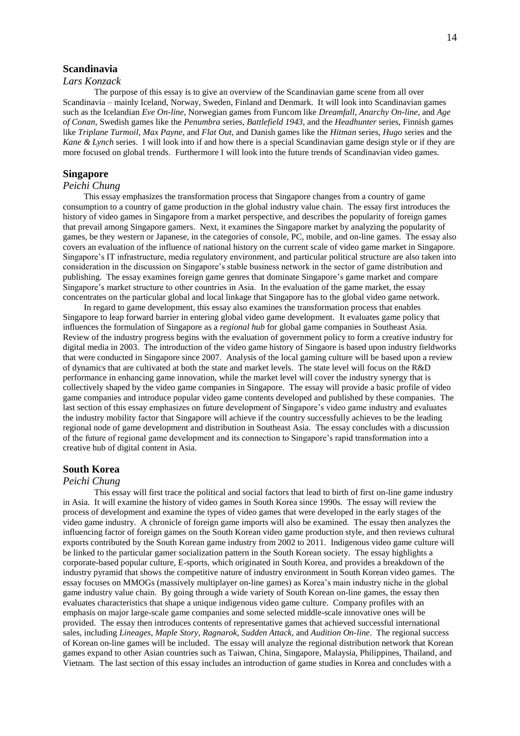## Scandinavia

*Lars Konzack*

The purpose of this essay is to give an overview of the Scandinavian game scene from all over Scandinavia – mainly Iceland, Norway, Sweden, Finland and Denmark. It will look into Scandinavian games such as the Icelandian *Eve On-line*, Norwegian games from Funcom like *Dreamfall*, *Anarchy On-line*, and *Age of Conan*, Swedish games like the *Penumbra* series, *Battlefield 1943*, and the *Headhunter* series, Finnish games like *Triplane Turmoil*, *Max Payne*, and *Flat Out*, and Danish games like the *Hitman* series, *Hugo* series and the *Kane & Lynch* series. I will look into if and how there is a special Scandinavian game design style or if they are more focused on global trends. Furthermore I will look into the future trends of Scandinavian video games.

## Singapore

*Peichi Chung*

This essay emphasizes the transformation process that Singapore changes from a country of game consumption to a country of game production in the global industry value chain. The essay first introduces the history of video games in Singapore from a market perspective, and describes the popularity of foreign games that prevail among Singapore gamers. Next, it examines the Singapore market by analyzing the popularity of games, be they western or Japanese, in the categories of console, PC, mobile, and on-line games. The essay also covers an evaluation of the influence of national history on the current scale of video game market in Singapore. Singapore's IT infrastructure, media regulatory environment, and particular political structure are also taken into consideration in the discussion on Singapore's stable business network in the sector of game distribution and publishing. The essay examines foreign game genres that dominate Singapore's game market and compare Singapore's market structure to other countries in Asia. In the evaluation of the game market, the essay concentrates on the particular global and local linkage that Singapore has to the global video game network.

In regard to game development, this essay also examines the transformation process that enables Singapore to leap forward barrier in entering global video game development. It evaluates game policy that influences the formulation of Singapore as a *regional hub* for global game companies in Southeast Asia. Review of the industry progress begins with the evaluation of government policy to form a creative industry for digital media in 2003. The introduction of the video game history of Singaore is based upon industry fieldworks that were conducted in Singapore since 2007. Analysis of the local gaming culture will be based upon a review of dynamics that are cultivated at both the state and market levels. The state level will focus on the R&D performance in enhancing game innovation, while the market level will cover the industry synergy that is collectively shaped by the video game companies in Singapore. The essay will provide a basic profile of video game companies and introduce popular video game contents developed and published by these companies. The last section of this essay emphasizes on future development of Singapore's video game industry and evaluates the industry mobility factor that Singapore will achieve if the country successfully achieves to be the leading regional node of game development and distribution in Southeast Asia. The essay concludes with a discussion of the future of regional game development and its connection to Singapore's rapid transformation into a creative hub of digital content in Asia.

## South Korea

*Peichi Chung*

This essay will first trace the political and social factors that lead to birth of first on-line game industry in Asia. It will examine the history of video games in South Korea since 1990s. The essay will review the process of development and examine the types of video games that were developed in the early stages of the video game industry. A chronicle of foreign game imports will also be examined. The essay then analyzes the influencing factor of foreign games on the South Korean video game production style, and then reviews cultural exports contributed by the South Korean game industry from 2002 to 2011. Indigenous video game culture will be linked to the particular gamer socialization pattern in the South Korean society. The essay highlights a corporate-based popular culture, E-sports, which originated in South Korea, and provides a breakdown of the industry pyramid that shows the competitive nature of industry environment in South Korean video games. The essay focuses on MMOGs (massively multiplayer on-line games) as Korea's main industry niche in the global game industry value chain. By going through a wide variety of South Korean on-line games, the essay then evaluates characteristics that shape a unique indigenous video game culture. Company profiles with an emphasis on major large-scale game companies and some selected middle-scale innovative ones will be provided. The essay then introduces contents of representative games that achieved successful international sales, including *Lineages*, *Maple Story*, *Ragnarok*, *Sudden Attack*, and *Audition On-line*. The regional success of Korean on-line games will be included. The essay will analyze the regional distribution network that Korean games expand to other Asian countries such as Taiwan, China, Singapore, Malaysia, Philippines, Thailand, and Vietnam. The last section of this essay includes an introduction of game studies in Korea and concludes with a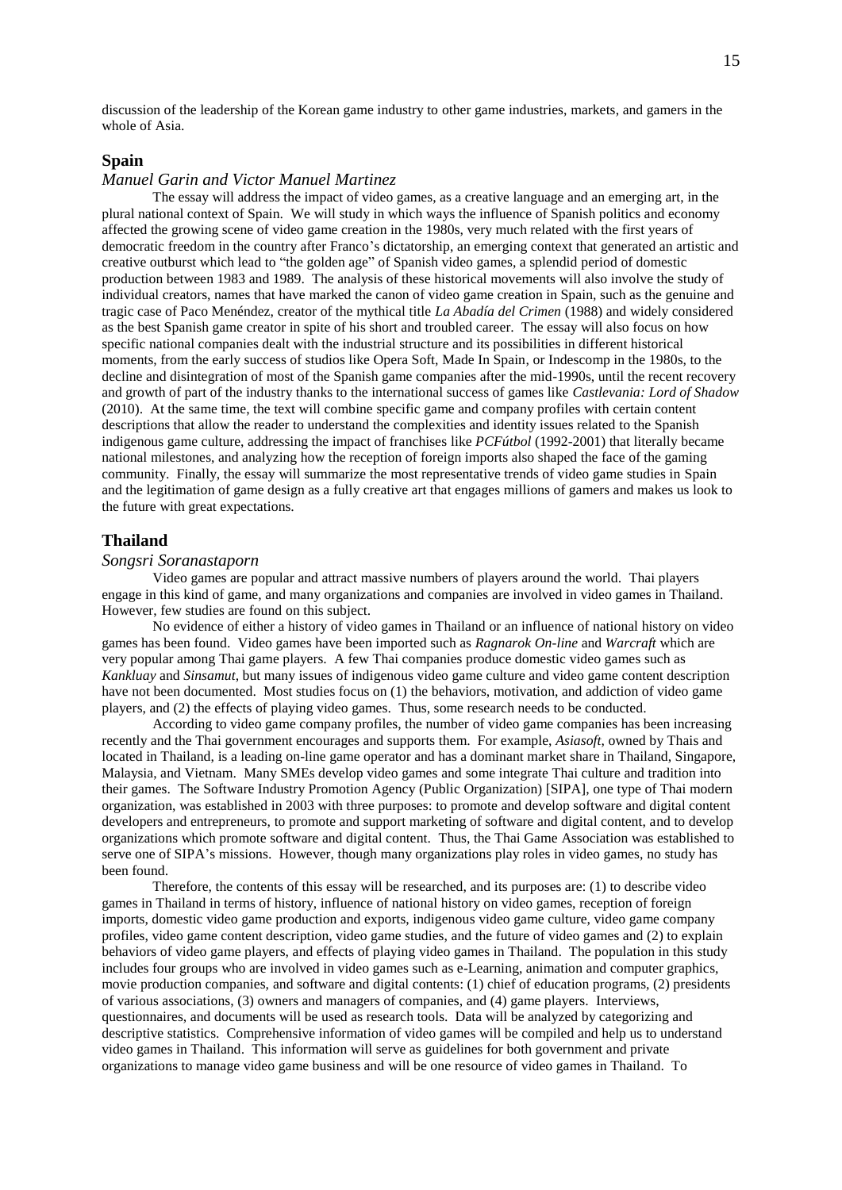discussion of the leadership of the Korean game industry to other game industries, markets, and gamers in the whole of Asia.

## Spain

### *Manuel Garin and Victor Manuel Martinez*

The essay will address the impact of video games, as a creative language and an emerging art, in the plural national context of Spain. We will study in which ways the influence of Spanish politics and economy affected the growing scene of video game creation in the 1980s, very much related with the first years of democratic freedom in the country after Franco's dictatorship, an emerging context that generated an artistic and creative outburst which lead to "the golden age" of Spanish video games, a splendid period of domestic production between 1983 and 1989. The analysis of these historical movements will also involve the study of individual creators, names that have marked the canon of video game creation in Spain, such as the genuine and tragic case of Paco Menéndez, creator of the mythical title *La Abadía del Crimen* (1988) and widely considered as the best Spanish game creator in spite of his short and troubled career. The essay will also focus on how specific national companies dealt with the industrial structure and its possibilities in different historical moments, from the early success of studios like Opera Soft, Made In Spain, or Indescomp in the 1980s, to the decline and disintegration of most of the Spanish game companies after the mid-1990s, until the recent recovery and growth of part of the industry thanks to the international success of games like *Castlevania: Lord of Shadow* (2010). At the same time, the text will combine specific game and company profiles with certain content descriptions that allow the reader to understand the complexities and identity issues related to the Spanish indigenous game culture, addressing the impact of franchises like *PCFútbol* (1992-2001) that literally became national milestones, and analyzing how the reception of foreign imports also shaped the face of the gaming community. Finally, the essay will summarize the most representative trends of video game studies in Spain and the legitimation of game design as a fully creative art that engages millions of gamers and makes us look to the future with great expectations.

## Thailand

### *Songsri Soranastaporn*

Video games are popular and attract massive numbers of players around the world. Thai players engage in this kind of game, and many organizations and companies are involved in video games in Thailand. However, few studies are found on this subject.

No evidence of either a history of video games in Thailand or an influence of national history on video games has been found. Video games have been imported such as *Ragnarok On-line* and *Warcraft* which are very popular among Thai game players. A few Thai companies produce domestic video games such as *Kankluay* and *Sinsamut*, but many issues of indigenous video game culture and video game content description have not been documented. Most studies focus on (1) the behaviors, motivation, and addiction of video game players, and (2) the effects of playing video games. Thus, some research needs to be conducted.

According to video game company profiles, the number of video game companies has been increasing recently and the Thai government encourages and supports them. For example, *Asiasoft*, owned by Thais and located in Thailand, is a leading on-line game operator and has a dominant market share in Thailand, Singapore, Malaysia, and Vietnam. Many SMEs develop video games and some integrate Thai culture and tradition into their games. The Software Industry Promotion Agency (Public Organization) [SIPA], one type of Thai modern organization, was established in 2003 with three purposes: to promote and develop software and digital content developers and entrepreneurs, to promote and support marketing of software and digital content, and to develop organizations which promote software and digital content. Thus, the Thai Game Association was established to serve one of SIPA's missions. However, though many organizations play roles in video games, no study has been found.

Therefore, the contents of this essay will be researched, and its purposes are: (1) to describe video games in Thailand in terms of history, influence of national history on video games, reception of foreign imports, domestic video game production and exports, indigenous video game culture, video game company profiles, video game content description, video game studies, and the future of video games and (2) to explain behaviors of video game players, and effects of playing video games in Thailand. The population in this study includes four groups who are involved in video games such as e-Learning, animation and computer graphics, movie production companies, and software and digital contents: (1) chief of education programs, (2) presidents of various associations, (3) owners and managers of companies, and (4) game players. Interviews, questionnaires, and documents will be used as research tools. Data will be analyzed by categorizing and descriptive statistics. Comprehensive information of video games will be compiled and help us to understand video games in Thailand. This information will serve as guidelines for both government and private organizations to manage video game business and will be one resource of video games in Thailand. To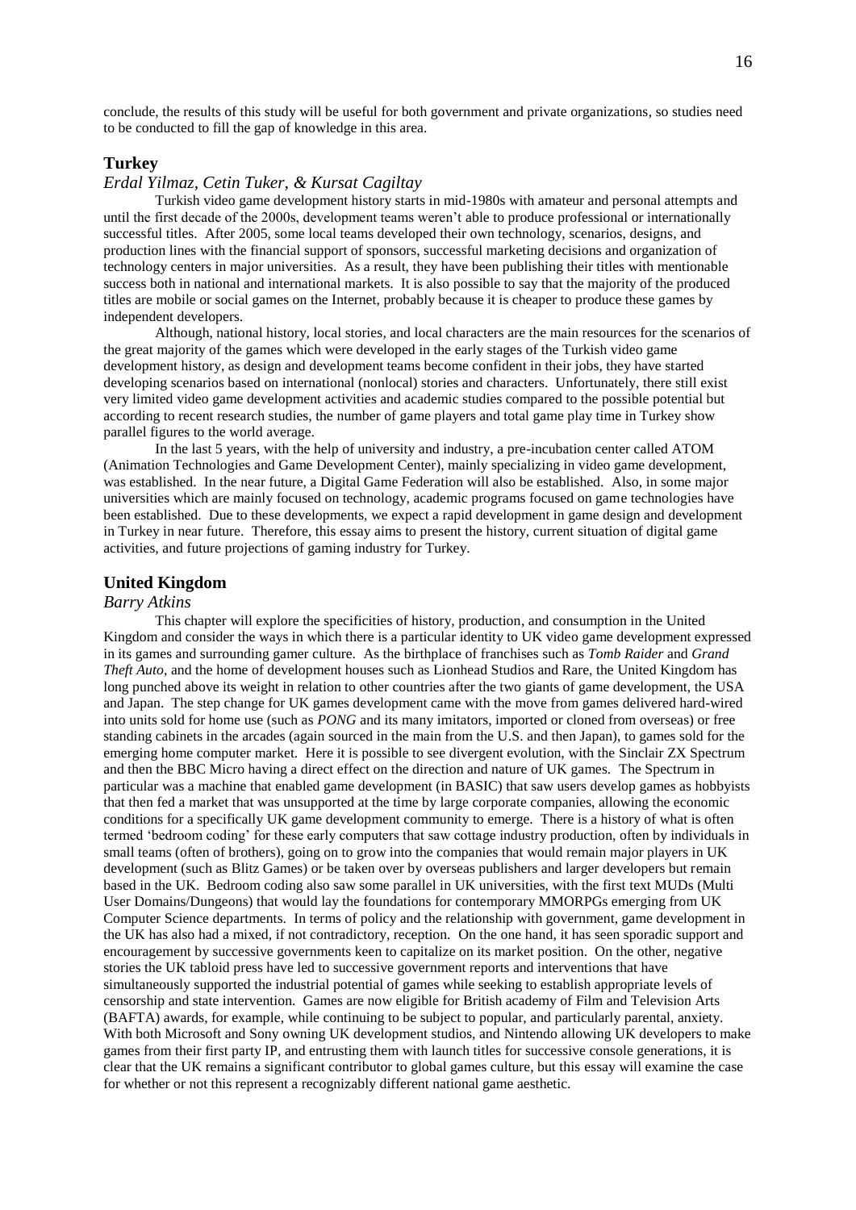conclude, the results of this study will be useful for both government and private organizations, so studies need to be conducted to fill the gap of knowledge in this area.

## Turkey

### *Erdal Yilmaz, Cetin Tuker, & Kursat Cagiltay*

Turkish video game development history starts in mid-1980s with amateur and personal attempts and until the first decade of the 2000s, development teams weren't able to produce professional or internationally successful titles. After 2005, some local teams developed their own technology, scenarios, designs, and production lines with the financial support of sponsors, successful marketing decisions and organization of technology centers in major universities. As a result, they have been publishing their titles with mentionable success both in national and international markets. It is also possible to say that the majority of the produced titles are mobile or social games on the Internet, probably because it is cheaper to produce these games by independent developers.

Although, national history, local stories, and local characters are the main resources for the scenarios of the great majority of the games which were developed in the early stages of the Turkish video game development history, as design and development teams become confident in their jobs, they have started developing scenarios based on international (nonlocal) stories and characters. Unfortunately, there still exist very limited video game development activities and academic studies compared to the possible potential but according to recent research studies, the number of game players and total game play time in Turkey show parallel figures to the world average.

In the last 5 years, with the help of university and industry, a pre-incubation center called ATOM (Animation Technologies and Game Development Center), mainly specializing in video game development, was established. In the near future, a Digital Game Federation will also be established. Also, in some major universities which are mainly focused on technology, academic programs focused on game technologies have been established. Due to these developments, we expect a rapid development in game design and development in Turkey in near future. Therefore, this essay aims to present the history, current situation of digital game activities, and future projections of gaming industry for Turkey.

## United Kingdom

### *Barry Atkins*

This chapter will explore the specificities of history, production, and consumption in the United Kingdom and consider the ways in which there is a particular identity to UK video game development expressed in its games and surrounding gamer culture. As the birthplace of franchises such as *Tomb Raider* and *Grand Theft Auto*, and the home of development houses such as Lionhead Studios and Rare, the United Kingdom has long punched above its weight in relation to other countries after the two giants of game development, the USA and Japan. The step change for UK games development came with the move from games delivered hard-wired into units sold for home use (such as *PONG* and its many imitators, imported or cloned from overseas) or free standing cabinets in the arcades (again sourced in the main from the U.S. and then Japan), to games sold for the emerging home computer market. Here it is possible to see divergent evolution, with the Sinclair ZX Spectrum and then the BBC Micro having a direct effect on the direction and nature of UK games. The Spectrum in particular was a machine that enabled game development (in BASIC) that saw users develop games as hobbyists that then fed a market that was unsupported at the time by large corporate companies, allowing the economic conditions for a specifically UK game development community to emerge. There is a history of what is often termed 'bedroom coding' for these early computers that saw cottage industry production, often by individuals in small teams (often of brothers), going on to grow into the companies that would remain major players in UK development (such as Blitz Games) or be taken over by overseas publishers and larger developers but remain based in the UK. Bedroom coding also saw some parallel in UK universities, with the first text MUDs (Multi User Domains/Dungeons) that would lay the foundations for contemporary MMORPGs emerging from UK Computer Science departments. In terms of policy and the relationship with government, game development in the UK has also had a mixed, if not contradictory, reception. On the one hand, it has seen sporadic support and encouragement by successive governments keen to capitalize on its market position. On the other, negative stories the UK tabloid press have led to successive government reports and interventions that have simultaneously supported the industrial potential of games while seeking to establish appropriate levels of censorship and state intervention. Games are now eligible for British academy of Film and Television Arts (BAFTA) awards, for example, while continuing to be subject to popular, and particularly parental, anxiety. With both Microsoft and Sony owning UK development studios, and Nintendo allowing UK developers to make games from their first party IP, and entrusting them with launch titles for successive console generations, it is clear that the UK remains a significant contributor to global games culture, but this essay will examine the case for whether or not this represent a recognizably different national game aesthetic.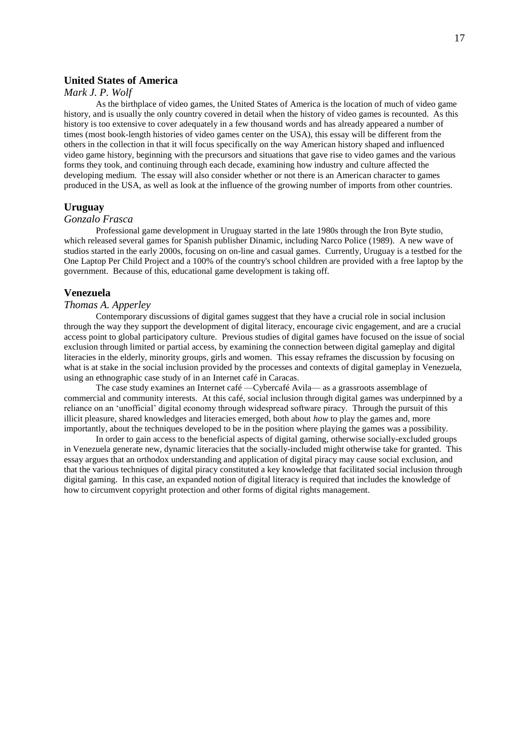## United States of America

*Mark J. P. Wolf*

As the birthplace of video games, the United States of America is the location of much of video game history, and is usually the only country covered in detail when the history of video games is recounted. As this history is too extensive to cover adequately in a few thousand words and has already appeared a number of times (most book-length histories of video games center on the USA), this essay will be different from the others in the collection in that it will focus specifically on the way American history shaped and influenced video game history, beginning with the precursors and situations that gave rise to video games and the various forms they took, and continuing through each decade, examining how industry and culture affected the developing medium. The essay will also consider whether or not there is an American character to games produced in the USA, as well as look at the influence of the growing number of imports from other countries.

## Uruguay

*Gonzalo Frasca*

Professional game development in Uruguay started in the late 1980s through the Iron Byte studio, which released several games for Spanish publisher Dinamic, including Narco Police (1989). A new wave of studios started in the early 2000s, focusing on on-line and casual games. Currently, Uruguay is a testbed for the One Laptop Per Child Project and a 100% of the country's school children are provided with a free laptop by the government. Because of this, educational game development is taking off.

## Venezuela

*Thomas A. Apperley*

Contemporary discussions of digital games suggest that they have a crucial role in social inclusion through the way they support the development of digital literacy, encourage civic engagement, and are a crucial access point to global participatory culture. Previous studies of digital games have focused on the issue of social exclusion through limited or partial access, by examining the connection between digital gameplay and digital literacies in the elderly, minority groups, girls and women. This essay reframes the discussion by focusing on what is at stake in the social inclusion provided by the processes and contexts of digital gameplay in Venezuela, using an ethnographic case study of in an Internet café in Caracas.

The case study examines an Internet café —Cybercafé Avila— as a grassroots assemblage of commercial and community interests. At this café, social inclusion through digital games was underpinned by a reliance on an 'unofficial' digital economy through widespread software piracy. Through the pursuit of this illicit pleasure, shared knowledges and literacies emerged, both about *how* to play the games and, more importantly, about the techniques developed to be in the position where playing the games was a possibility.

In order to gain access to the beneficial aspects of digital gaming, otherwise socially-excluded groups in Venezuela generate new, dynamic literacies that the socially-included might otherwise take for granted. This essay argues that an orthodox understanding and application of digital piracy may cause social exclusion, and that the various techniques of digital piracy constituted a key knowledge that facilitated social inclusion through digital gaming. In this case, an expanded notion of digital literacy is required that includes the knowledge of how to circumvent copyright protection and other forms of digital rights management.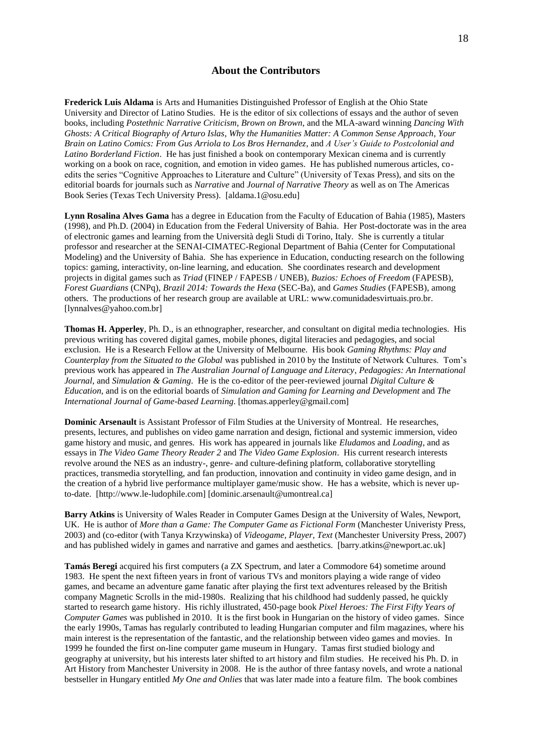## About the Contributors

**Frederick Luis Aldama** is Arts and Humanities Distinguished Professor of English at the Ohio State University and Director of Latino Studies. He is the editor of six collections of essays and the author of seven books, including *Postethnic Narrative Criticism*, *Brown on Brown*, and the MLA-award winning *Dancing With Ghosts: A Critical Biography of Arturo Islas*, *Why the Humanities Matter: A Common Sense Approach*, *Your Brain on Latino Comics: From Gus Arriola to Los Bros Hernandez*, and *A User's Guide to Postcolonial and Latino Borderland Fiction*. He has just finished a book on contemporary Mexican cinema and is currently working on a book on race, cognition, and emotion in video games. He has published numerous articles, co-edits the series "Cognitive Approaches to Literature and Culture" (University of Texas Press), and sits on the editorial boards for journals such as *Narrative* and *Journal of Narrative Theory* as well as on The Americas Book Series (Texas Tech University Press). [aldama.1@osu.edu]

**Lynn Rosalina Alves Gama** has a degree in Education from the Faculty of Education of Bahia (1985), Masters (1998), and Ph.D. (2004) in Education from the Federal University of Bahia. Her Post-doctorate was in the area of electronic games and learning from the Università degli Studi di Torino, Italy. She is currently a titular professor and researcher at the SENAI-CIMATEC-Regional Department of Bahia (Center for Computational Modeling) and the University of Bahia. She has experience in Education, conducting research on the following topics: gaming, interactivity, on-line learning, and education. She coordinates research and development projects in digital games such as *Triad* (FINEP / FAPESB / UNEB), *Buzios: Echoes of Freedom* (FAPESB), *Forest Guardians* (CNPq), *Brazil 2014: Towards the Hexa* (SEC-Ba), and *Games Studies* (FAPESB), among others. The productions of her research group are available at URL: www.comunidadesvirtuais.pro.br. [lynnalves@yahoo.com.br]

**Thomas H. Apperley**, Ph. D., is an ethnographer, researcher, and consultant on digital media technologies. His previous writing has covered digital games, mobile phones, digital literacies and pedagogies, and social exclusion. He is a Research Fellow at the University of Melbourne. His book *Gaming Rhythms: Play and Counterplay from the Situated to the Global* was published in 2010 by the Institute of Network Cultures. Tom's previous work has appeared in *The Australian Journal of Language and Literacy*, *Pedagogies: An International Journal*, and *Simulation & Gaming*. He is the co-editor of the peer-reviewed journal *Digital Culture & Education*, and is on the editorial boards of *Simulation and Gaming for Learning and Development* and *The International Journal of Game-based Learning.* [thomas.apperley@gmail.com]

**Dominic Arsenault** is Assistant Professor of Film Studies at the University of Montreal. He researches, presents, lectures, and publishes on video game narration and design, fictional and systemic immersion, video game history and music, and genres. His work has appeared in journals like *Eludamos* and *Loading*, and as essays in *The Video Game Theory Reader 2* and *The Video Game Explosion*. His current research interests revolve around the NES as an industry-, genre- and culture-defining platform, collaborative storytelling practices, transmedia storytelling, and fan production, innovation and continuity in video game design, and in the creation of a hybrid live performance multiplayer game/music show. He has a website, which is never up-to-date. [http://www.le-ludophile.com] [dominic.arsenault@umontreal.ca]

**Barry Atkins** is University of Wales Reader in Computer Games Design at the University of Wales, Newport, UK. He is author of *More than a Game: The Computer Game as Fictional Form* (Manchester Univeristy Press, 2003) and (co-editor (with Tanya Krzywinska) of *Videogame, Player, Text* (Manchester University Press, 2007) and has published widely in games and narrative and games and aesthetics. [barry.atkins@newport.ac.uk]

**Tamás Beregi** acquired his first computers (a ZX Spectrum, and later a Commodore 64) sometime around 1983. He spent the next fifteen years in front of various TVs and monitors playing a wide range of video games, and became an adventure game fanatic after playing the first text adventures released by the British company Magnetic Scrolls in the mid-1980s. Realizing that his childhood had suddenly passed, he quickly started to research game history. His richly illustrated, 450-page book *Pixel Heroes: The First Fifty Years of Computer Games* was published in 2010. It is the first book in Hungarian on the history of video games. Since the early 1990s, Tamas has regularly contributed to leading Hungarian computer and film magazines, where his main interest is the representation of the fantastic, and the relationship between video games and movies. In 1999 he founded the first on-line computer game museum in Hungary. Tamas first studied biology and geography at university, but his interests later shifted to art history and film studies. He received his Ph. D. in Art History from Manchester University in 2008. He is the author of three fantasy novels, and wrote a national bestseller in Hungary entitled *My One and Onlies* that was later made into a feature film. The book combines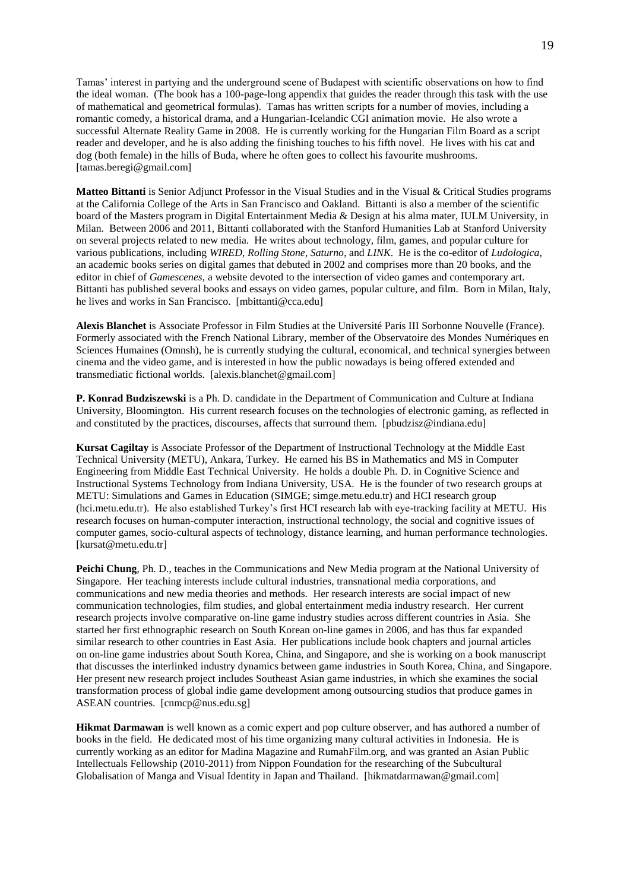Tamas' interest in partying and the underground scene of Budapest with scientific observations on how to find the ideal woman. (The book has a 100-page-long appendix that guides the reader through this task with the use of mathematical and geometrical formulas). Tamas has written scripts for a number of movies, including a romantic comedy, a historical drama, and a Hungarian-Icelandic CGI animation movie. He also wrote a successful Alternate Reality Game in 2008. He is currently working for the Hungarian Film Board as a script reader and developer, and he is also adding the finishing touches to his fifth novel. He lives with his cat and dog (both female) in the hills of Buda, where he often goes to collect his favourite mushrooms. [tamas.beregi@gmail.com]

**Matteo Bittanti** is Senior Adjunct Professor in the Visual Studies and in the Visual & Critical Studies programs at the California College of the Arts in San Francisco and Oakland. Bittanti is also a member of the scientific board of the Masters program in Digital Entertainment Media & Design at his alma mater, IULM University, in Milan. Between 2006 and 2011, Bittanti collaborated with the Stanford Humanities Lab at Stanford University on several projects related to new media. He writes about technology, film, games, and popular culture for various publications, including *WIRED*, *Rolling Stone*, *Saturno*, and *LINK*. He is the co-editor of *Ludologica*, an academic books series on digital games that debuted in 2002 and comprises more than 20 books, and the editor in chief of *Gamescenes*, a website devoted to the intersection of video games and contemporary art. Bittanti has published several books and essays on video games, popular culture, and film. Born in Milan, Italy, he lives and works in San Francisco. [mbittanti@cca.edu]

**Alexis Blanchet** is Associate Professor in Film Studies at the Université Paris III Sorbonne Nouvelle (France). Formerly associated with the French National Library, member of the Observatoire des Mondes Numériques en Sciences Humaines (Omnsh), he is currently studying the cultural, economical, and technical synergies between cinema and the video game, and is interested in how the public nowadays is being offered extended and transmediatic fictional worlds. [alexis.blanchet@gmail.com]

**P. Konrad Budziszewski** is a Ph. D. candidate in the Department of Communication and Culture at Indiana University, Bloomington. His current research focuses on the technologies of electronic gaming, as reflected in and constituted by the practices, discourses, affects that surround them. [pbudzisz@indiana.edu]

**Kursat Cagiltay** is Associate Professor of the Department of Instructional Technology at the Middle East Technical University (METU), Ankara, Turkey. He earned his BS in Mathematics and MS in Computer Engineering from Middle East Technical University. He holds a double Ph. D. in Cognitive Science and Instructional Systems Technology from Indiana University, USA. He is the founder of two research groups at METU: Simulations and Games in Education (SIMGE; simge.metu.edu.tr) and HCI research group (hci.metu.edu.tr). He also established Turkey's first HCI research lab with eye-tracking facility at METU. His research focuses on human-computer interaction, instructional technology, the social and cognitive issues of computer games, socio-cultural aspects of technology, distance learning, and human performance technologies. [kursat@metu.edu.tr]

**Peichi Chung**, Ph. D., teaches in the Communications and New Media program at the National University of Singapore. Her teaching interests include cultural industries, transnational media corporations, and communications and new media theories and methods. Her research interests are social impact of new communication technologies, film studies, and global entertainment media industry research. Her current research projects involve comparative on-line game industry studies across different countries in Asia. She started her first ethnographic research on South Korean on-line games in 2006, and has thus far expanded similar research to other countries in East Asia. Her publications include book chapters and journal articles on on-line game industries about South Korea, China, and Singapore, and she is working on a book manuscript that discusses the interlinked industry dynamics between game industries in South Korea, China, and Singapore. Her present new research project includes Southeast Asian game industries, in which she examines the social transformation process of global indie game development among outsourcing studios that produce games in ASEAN countries. [cnmcp@nus.edu.sg]

**Hikmat Darmawan** is well known as a comic expert and pop culture observer, and has authored a number of books in the field. He dedicated most of his time organizing many cultural activities in Indonesia. He is currently working as an editor for Madina Magazine and RumahFilm.org, and was granted an Asian Public Intellectuals Fellowship (2010-2011) from Nippon Foundation for the researching of the Subcultural Globalisation of Manga and Visual Identity in Japan and Thailand. [hikmatdarmawan@gmail.com]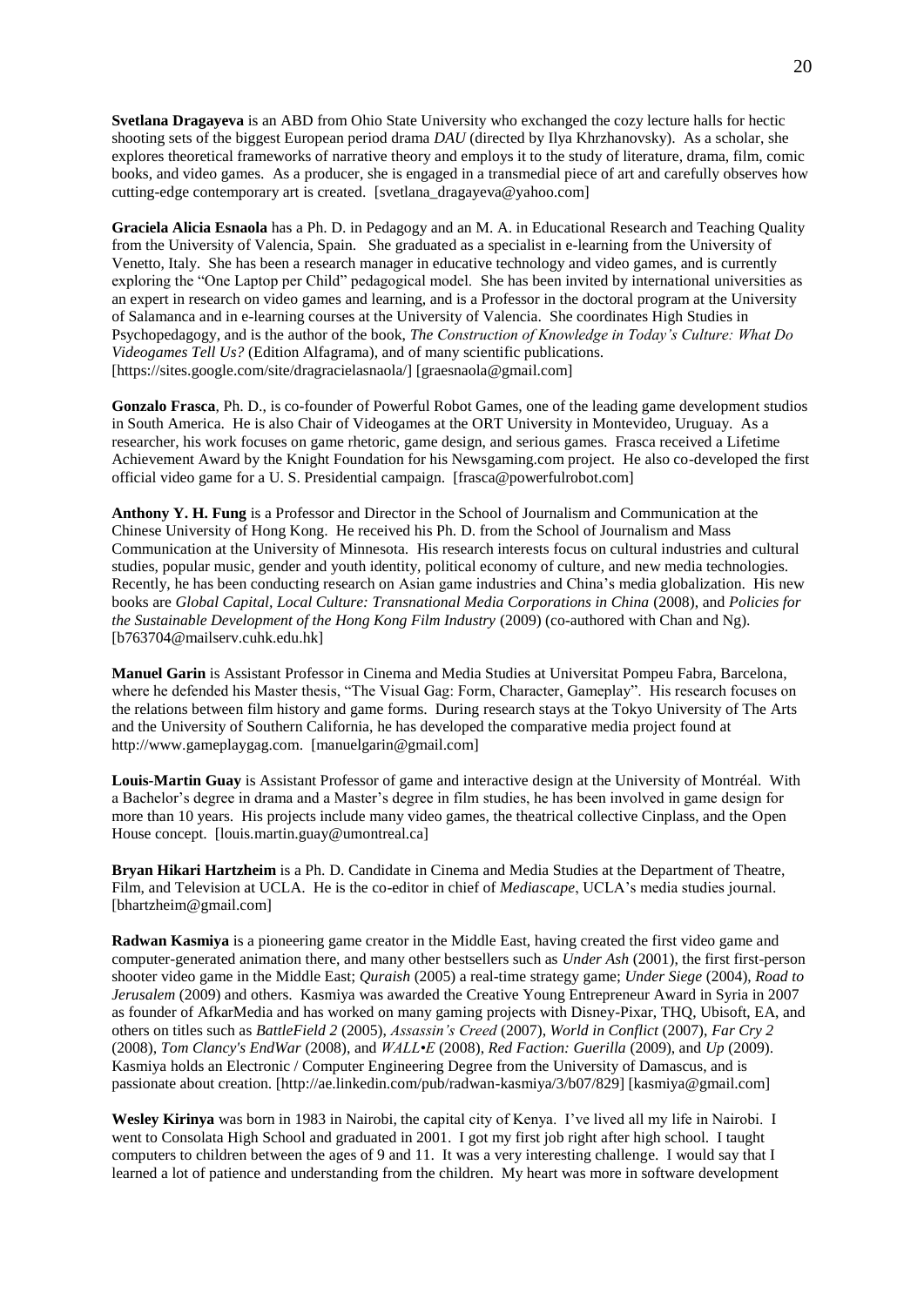**Svetlana Dragayeva** is an ABD from Ohio State University who exchanged the cozy lecture halls for hectic shooting sets of the biggest European period drama *DAU* (directed by Ilya Khrzhanovsky). As a scholar, she explores theoretical frameworks of narrative theory and employs it to the study of literature, drama, film, comic books, and video games. As a producer, she is engaged in a transmedial piece of art and carefully observes how cutting-edge contemporary art is created. [svetlana_dragayeva@yahoo.com]

**Graciela Alicia Esnaola** has a Ph. D. in Pedagogy and an M. A. in Educational Research and Teaching Quality from the University of Valencia, Spain. She graduated as a specialist in e-learning from the University of Venetto, Italy. She has been a research manager in educative technology and video games, and is currently exploring the "One Laptop per Child" pedagogical model. She has been invited by international universities as an expert in research on video games and learning, and is a Professor in the doctoral program at the University of Salamanca and in e-learning courses at the University of Valencia. She coordinates High Studies in Psychopedagogy, and is the author of the book, *The Construction of Knowledge in Today's Culture: What Do Videogames Tell Us?* (Edition Alfagrama), and of many scientific publications. [https://sites.google.com/site/dragracielasnaola/] [graesnaola@gmail.com]

**Gonzalo Frasca**, Ph. D., is co-founder of Powerful Robot Games, one of the leading game development studios in South America. He is also Chair of Videogames at the ORT University in Montevideo, Uruguay. As a researcher, his work focuses on game rhetoric, game design, and serious games. Frasca received a Lifetime Achievement Award by the Knight Foundation for his Newsgaming.com project. He also co-developed the first official video game for a U. S. Presidential campaign. [frasca@powerfulrobot.com]

**Anthony Y. H. Fung** is a Professor and Director in the School of Journalism and Communication at the Chinese University of Hong Kong. He received his Ph. D. from the School of Journalism and Mass Communication at the University of Minnesota. His research interests focus on cultural industries and cultural studies, popular music, gender and youth identity, political economy of culture, and new media technologies. Recently, he has been conducting research on Asian game industries and China's media globalization. His new books are *Global Capital, Local Culture: Transnational Media Corporations in China* (2008), and *Policies for the Sustainable Development of the Hong Kong Film Industry* (2009) (co-authored with Chan and Ng). [b763704@mailserv.cuhk.edu.hk]

**Manuel Garin** is Assistant Professor in Cinema and Media Studies at Universitat Pompeu Fabra, Barcelona, where he defended his Master thesis, "The Visual Gag: Form, Character, Gameplay". His research focuses on the relations between film history and game forms. During research stays at the Tokyo University of The Arts and the University of Southern California, he has developed the comparative media project found at http://www.gameplaygag.com. [manuelgarin@gmail.com]

**Louis-Martin Guay** is Assistant Professor of game and interactive design at the University of Montréal. With a Bachelor's degree in drama and a Master's degree in film studies, he has been involved in game design for more than 10 years. His projects include many video games, the theatrical collective Cinplass, and the Open House concept. [louis.martin.guay@umontreal.ca]

**Bryan Hikari Hartzheim** is a Ph. D. Candidate in Cinema and Media Studies at the Department of Theatre, Film, and Television at UCLA. He is the co-editor in chief of *Mediascape*, UCLA's media studies journal. [bhartzheim@gmail.com]

**Radwan Kasmiya** is a pioneering game creator in the Middle East, having created the first video game and computer-generated animation there, and many other bestsellers such as *Under Ash* (2001), the first first-person shooter video game in the Middle East; *Quraish* (2005) a real-time strategy game; *Under Siege* (2004), *Road to Jerusalem* (2009) and others. Kasmiya was awarded the Creative Young Entrepreneur Award in Syria in 2007 as founder of AfkarMedia and has worked on many gaming projects with Disney-Pixar, THQ, Ubisoft, EA, and others on titles such as *BattleField 2* (2005), *Assassin's Creed* (2007), *World in Conflict* (2007), *Far Cry 2* (2008), *Tom Clancy's EndWar* (2008), and *WALL•E* (2008), *Red Faction: Guerilla* (2009), and *Up* (2009). Kasmiya holds an Electronic / Computer Engineering Degree from the University of Damascus, and is passionate about creation. [http://ae.linkedin.com/pub/radwan-kasmiya/3/b07/829] [kasmiya@gmail.com]

**Wesley Kirinya** was born in 1983 in Nairobi, the capital city of Kenya. I've lived all my life in Nairobi. I went to Consolata High School and graduated in 2001. I got my first job right after high school. I taught computers to children between the ages of 9 and 11. It was a very interesting challenge. I would say that I learned a lot of patience and understanding from the children. My heart was more in software development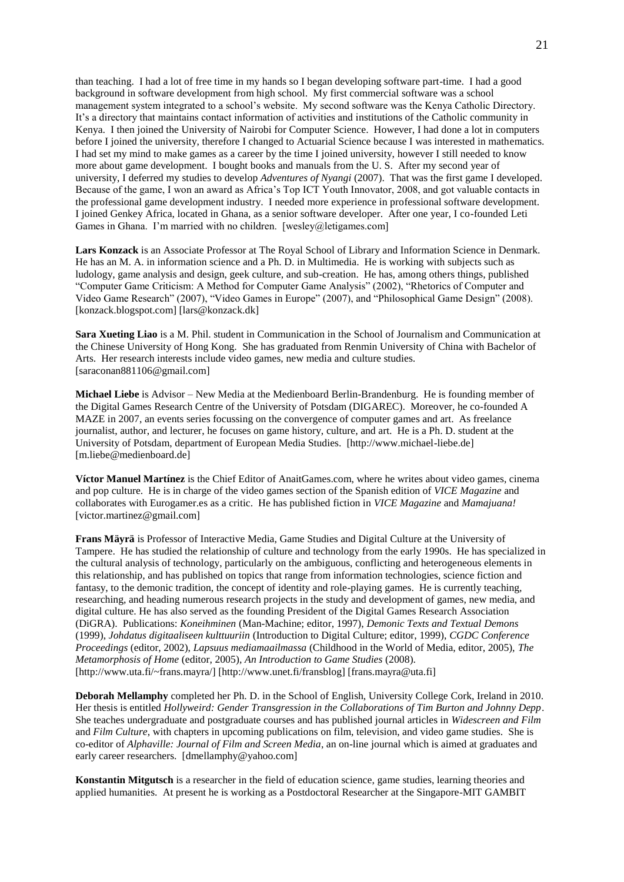than teaching. I had a lot of free time in my hands so I began developing software part-time. I had a good background in software development from high school. My first commercial software was a school management system integrated to a school's website. My second software was the Kenya Catholic Directory. It's a directory that maintains contact information of activities and institutions of the Catholic community in Kenya. I then joined the University of Nairobi for Computer Science. However, I had done a lot in computers before I joined the university, therefore I changed to Actuarial Science because I was interested in mathematics. I had set my mind to make games as a career by the time I joined university, however I still needed to know more about game development. I bought books and manuals from the U. S. After my second year of university, I deferred my studies to develop *Adventures of Nyangi* (2007). That was the first game I developed. Because of the game, I won an award as Africa's Top ICT Youth Innovator, 2008, and got valuable contacts in the professional game development industry. I needed more experience in professional software development. I joined Genkey Africa, located in Ghana, as a senior software developer. After one year, I co-founded Leti Games in Ghana. I'm married with no children. [wesley@letigames.com]

**Lars Konzack** is an Associate Professor at The Royal School of Library and Information Science in Denmark. He has an M. A. in information science and a Ph. D. in Multimedia. He is working with subjects such as ludology, game analysis and design, geek culture, and sub-creation. He has, among others things, published "Computer Game Criticism: A Method for Computer Game Analysis" (2002), "Rhetorics of Computer and Video Game Research" (2007), "Video Games in Europe" (2007), and "Philosophical Game Design" (2008). [konzack.blogspot.com] [lars@konzack.dk]

**Sara Xueting Liao** is a M. Phil. student in Communication in the School of Journalism and Communication at the Chinese University of Hong Kong. She has graduated from Renmin University of China with Bachelor of Arts. Her research interests include video games, new media and culture studies. [saraconan881106@gmail.com]

**Michael Liebe** is Advisor – New Media at the Medienboard Berlin-Brandenburg. He is founding member of the Digital Games Research Centre of the University of Potsdam (DIGAREC). Moreover, he co-founded A MAZE in 2007, an events series focussing on the convergence of computer games and art. As freelance journalist, author, and lecturer, he focuses on game history, culture, and art. He is a Ph. D. student at the University of Potsdam, department of European Media Studies. [http://www.michael-liebe.de] [m.liebe@medienboard.de]

**Víctor Manuel Martínez** is the Chief Editor of AnaitGames.com, where he writes about video games, cinema and pop culture. He is in charge of the video games section of the Spanish edition of *VICE Magazine* and collaborates with Eurogamer.es as a critic. He has published fiction in *VICE Magazine* and *Mamajuana!* [victor.martinez@gmail.com]

**Frans Mäyrä** is Professor of Interactive Media, Game Studies and Digital Culture at the University of Tampere. He has studied the relationship of culture and technology from the early 1990s. He has specialized in the cultural analysis of technology, particularly on the ambiguous, conflicting and heterogeneous elements in this relationship, and has published on topics that range from information technologies, science fiction and fantasy, to the demonic tradition, the concept of identity and role-playing games. He is currently teaching, researching, and heading numerous research projects in the study and development of games, new media, and digital culture. He has also served as the founding President of the Digital Games Research Association (DiGRA). Publications: *Koneihminen* (Man-Machine; editor, 1997), *Demonic Texts and Textual Demons* (1999), *Johdatus digitaaliseen kulttuuriin* (Introduction to Digital Culture; editor, 1999), *CGDC Conference Proceedings* (editor, 2002), *Lapsuus mediamaailmassa* (Childhood in the World of Media, editor, 2005), *The Metamorphosis of Home* (editor, 2005), *An Introduction to Game Studies* (2008). [http://www.uta.fi/~frans.mayra/] [http://www.unet.fi/fransblog] [frans.mayra@uta.fi]

**Deborah Mellamphy** completed her Ph. D. in the School of English, University College Cork, Ireland in 2010. Her thesis is entitled *Hollyweird: Gender Transgression in the Collaborations of Tim Burton and Johnny Depp*. She teaches undergraduate and postgraduate courses and has published journal articles in *Widescreen and Film* and *Film Culture*, with chapters in upcoming publications on film, television, and video game studies. She is co-editor of *Alphaville: Journal of Film and Screen Media*, an on-line journal which is aimed at graduates and early career researchers. [dmellamphy@yahoo.com]

**Konstantin Mitgutsch** is a researcher in the field of education science, game studies, learning theories and applied humanities. At present he is working as a Postdoctoral Researcher at the Singapore-MIT GAMBIT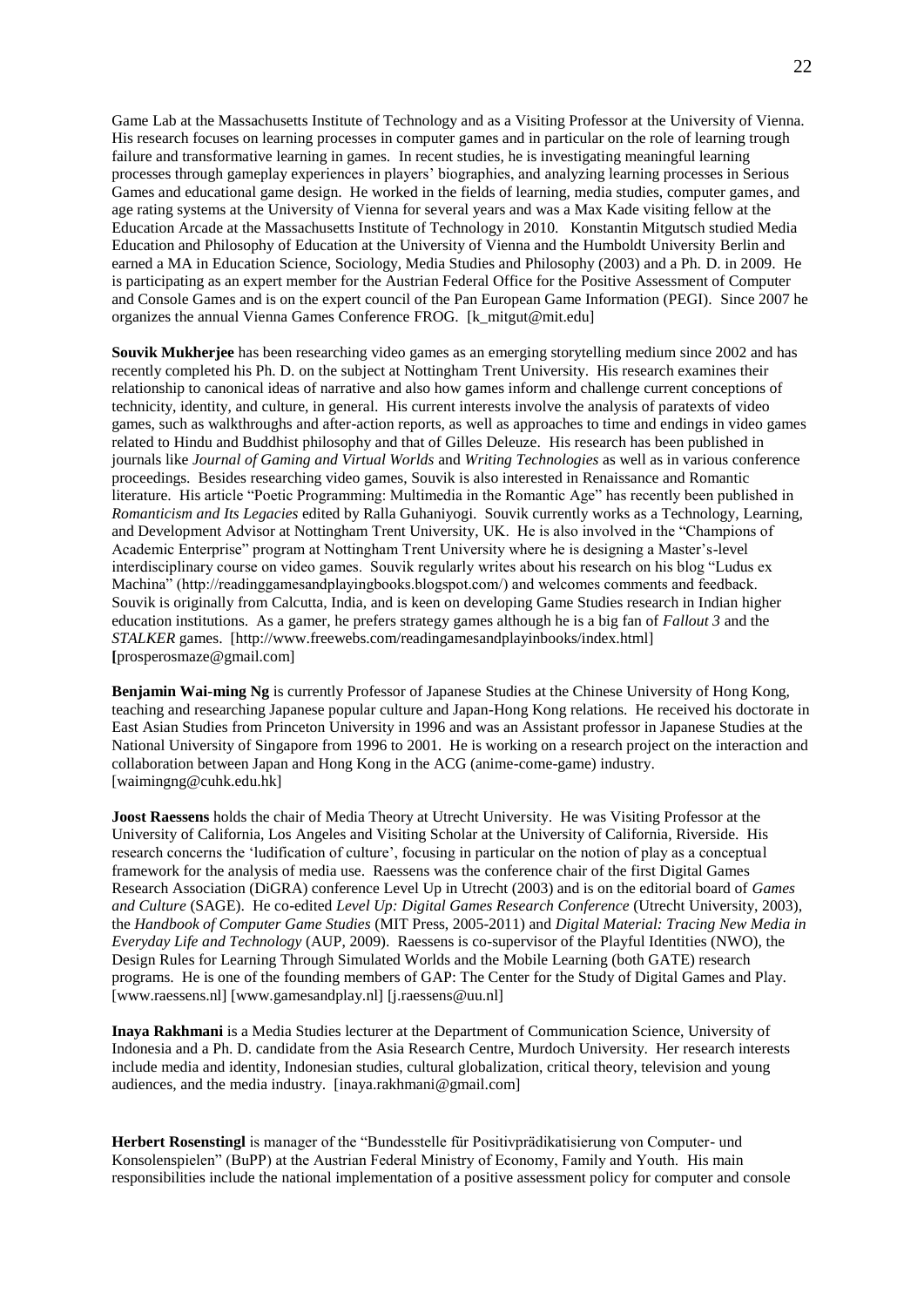Game Lab at the Massachusetts Institute of Technology and as a Visiting Professor at the University of Vienna. His research focuses on learning processes in computer games and in particular on the role of learning trough failure and transformative learning in games. In recent studies, he is investigating meaningful learning processes through gameplay experiences in players' biographies, and analyzing learning processes in Serious Games and educational game design. He worked in the fields of learning, media studies, computer games, and age rating systems at the University of Vienna for several years and was a Max Kade visiting fellow at the Education Arcade at the Massachusetts Institute of Technology in 2010. Konstantin Mitgutsch studied Media Education and Philosophy of Education at the University of Vienna and the Humboldt University Berlin and earned a MA in Education Science, Sociology, Media Studies and Philosophy (2003) and a Ph. D. in 2009. He is participating as an expert member for the Austrian Federal Office for the Positive Assessment of Computer and Console Games and is on the expert council of the Pan European Game Information (PEGI). Since 2007 he organizes the annual Vienna Games Conference FROG. [k_mitgut@mit.edu]

**Souvik Mukherjee** has been researching video games as an emerging storytelling medium since 2002 and has recently completed his Ph. D. on the subject at Nottingham Trent University. His research examines their relationship to canonical ideas of narrative and also how games inform and challenge current conceptions of technicity, identity, and culture, in general. His current interests involve the analysis of paratexts of video games, such as walkthroughs and after-action reports, as well as approaches to time and endings in video games related to Hindu and Buddhist philosophy and that of Gilles Deleuze. His research has been published in journals like *Journal of Gaming and Virtual Worlds* and *Writing Technologies* as well as in various conference proceedings. Besides researching video games, Souvik is also interested in Renaissance and Romantic literature. His article "Poetic Programming: Multimedia in the Romantic Age" has recently been published in *Romanticism and Its Legacies* edited by Ralla Guhaniyogi. Souvik currently works as a Technology, Learning, and Development Advisor at Nottingham Trent University, UK. He is also involved in the "Champions of Academic Enterprise" program at Nottingham Trent University where he is designing a Master's-level interdisciplinary course on video games. Souvik regularly writes about his research on his blog "Ludus ex Machina" (http://readinggamesandplayingbooks.blogspot.com/) and welcomes comments and feedback. Souvik is originally from Calcutta, India, and is keen on developing Game Studies research in Indian higher education institutions. As a gamer, he prefers strategy games although he is a big fan of *Fallout 3* and the *STALKER* games. [http://www.freewebs.com/readingamesandplayinbooks/index.html] **[**prosperosmaze@gmail.com]

**Benjamin Wai-ming Ng** is currently Professor of Japanese Studies at the Chinese University of Hong Kong, teaching and researching Japanese popular culture and Japan-Hong Kong relations. He received his doctorate in East Asian Studies from Princeton University in 1996 and was an Assistant professor in Japanese Studies at the National University of Singapore from 1996 to 2001. He is working on a research project on the interaction and collaboration between Japan and Hong Kong in the ACG (anime-come-game) industry. [waimingng@cuhk.edu.hk]

**Joost Raessens** holds the chair of Media Theory at Utrecht University. He was Visiting Professor at the University of California, Los Angeles and Visiting Scholar at the University of California, Riverside. His research concerns the 'ludification of culture', focusing in particular on the notion of play as a conceptual framework for the analysis of media use. Raessens was the conference chair of the first Digital Games Research Association (DiGRA) conference Level Up in Utrecht (2003) and is on the editorial board of *Games and Culture* (SAGE). He co-edited *Level Up: Digital Games Research Conference* (Utrecht University, 2003), the *Handbook of Computer Game Studies* (MIT Press, 2005-2011) and *Digital Material: Tracing New Media in Everyday Life and Technology* (AUP, 2009). Raessens is co-supervisor of the Playful Identities (NWO), the Design Rules for Learning Through Simulated Worlds and the Mobile Learning (both GATE) research programs. He is one of the founding members of GAP: The Center for the Study of Digital Games and Play. [www.raessens.nl] [www.gamesandplay.nl] [j.raessens@uu.nl]

**Inaya Rakhmani** is a Media Studies lecturer at the Department of Communication Science, University of Indonesia and a Ph. D. candidate from the Asia Research Centre, Murdoch University. Her research interests include media and identity, Indonesian studies, cultural globalization, critical theory, television and young audiences, and the media industry. [inaya.rakhmani@gmail.com]

**Herbert Rosenstingl** is manager of the "Bundesstelle für Positivprädikatisierung von Computer- und Konsolenspielen" (BuPP) at the Austrian Federal Ministry of Economy, Family and Youth. His main responsibilities include the national implementation of a positive assessment policy for computer and console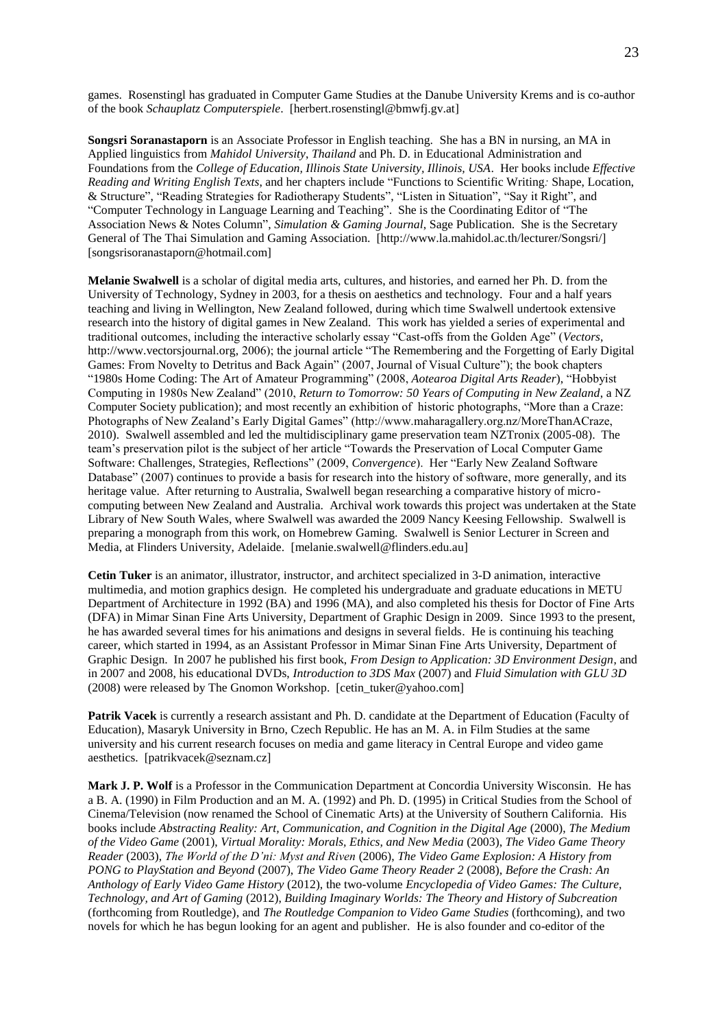games. Rosenstingl has graduated in Computer Game Studies at the Danube University Krems and is co-author of the book *Schauplatz Computerspiele*. [herbert.rosenstingl@bmwfj.gv.at]

**Songsri Soranastaporn** is an Associate Professor in English teaching. She has a BN in nursing, an MA in Applied linguistics from *Mahidol University, Thailand* and Ph. D. in Educational Administration and Foundations from the *College of Education, Illinois State University, Illinois, USA*. Her books include *Effective Reading and Writing English Texts*, and her chapters include "Functions to Scientific Writing*:* Shape, Location, & Structure", "Reading Strategies for Radiotherapy Students", "Listen in Situation", "Say it Right", and "Computer Technology in Language Learning and Teaching". She is the Coordinating Editor of "The Association News & Notes Column", *Simulation & Gaming Journal*, Sage Publication. She is the Secretary General of The Thai Simulation and Gaming Association. [http://www.la.mahidol.ac.th/lecturer/Songsri/] [songsrisoranastaporn@hotmail.com]

**Melanie Swalwell** is a scholar of digital media arts, cultures, and histories, and earned her Ph. D. from the University of Technology, Sydney in 2003, for a thesis on aesthetics and technology. Four and a half years teaching and living in Wellington, New Zealand followed, during which time Swalwell undertook extensive research into the history of digital games in New Zealand. This work has yielded a series of experimental and traditional outcomes, including the interactive scholarly essay "Cast-offs from the Golden Age" (*Vectors*, http://www.vectorsjournal.org, 2006); the journal article "The Remembering and the Forgetting of Early Digital Games: From Novelty to Detritus and Back Again" (2007, Journal of Visual Culture"); the book chapters "1980s Home Coding: The Art of Amateur Programming" (2008, *Aotearoa Digital Arts Reader*), "Hobbyist Computing in 1980s New Zealand" (2010, *Return to Tomorrow: 50 Years of Computing in New Zealand*, a NZ Computer Society publication); and most recently an exhibition of historic photographs, "More than a Craze: Photographs of New Zealand's Early Digital Games" (http://www.maharagallery.org.nz/MoreThanACraze, 2010). Swalwell assembled and led the multidisciplinary game preservation team NZTronix (2005-08). The team's preservation pilot is the subject of her article "Towards the Preservation of Local Computer Game Software: Challenges, Strategies, Reflections" (2009, *Convergence*). Her "Early New Zealand Software Database" (2007) continues to provide a basis for research into the history of software, more generally, and its heritage value. After returning to Australia, Swalwell began researching a comparative history of micro-computing between New Zealand and Australia. Archival work towards this project was undertaken at the State Library of New South Wales, where Swalwell was awarded the 2009 Nancy Keesing Fellowship. Swalwell is preparing a monograph from this work, on Homebrew Gaming. Swalwell is Senior Lecturer in Screen and Media, at Flinders University, Adelaide. [melanie.swalwell@flinders.edu.au]

**Cetin Tuker** is an animator, illustrator, instructor, and architect specialized in 3-D animation, interactive multimedia, and motion graphics design. He completed his undergraduate and graduate educations in METU Department of Architecture in 1992 (BA) and 1996 (MA), and also completed his thesis for Doctor of Fine Arts (DFA) in Mimar Sinan Fine Arts University, Department of Graphic Design in 2009. Since 1993 to the present, he has awarded several times for his animations and designs in several fields. He is continuing his teaching career, which started in 1994, as an Assistant Professor in Mimar Sinan Fine Arts University, Department of Graphic Design. In 2007 he published his first book, *From Design to Application: 3D Environment Design*, and in 2007 and 2008, his educational DVDs, *Introduction to 3DS Max* (2007) and *Fluid Simulation with GLU 3D* (2008) were released by The Gnomon Workshop. [cetin_tuker@yahoo.com]

**Patrik Vacek** is currently a research assistant and Ph. D. candidate at the Department of Education (Faculty of Education), Masaryk University in Brno, Czech Republic. He has an M. A. in Film Studies at the same university and his current research focuses on media and game literacy in Central Europe and video game aesthetics. [patrikvacek@seznam.cz]

**Mark J. P. Wolf** is a Professor in the Communication Department at Concordia University Wisconsin. He has a B. A. (1990) in Film Production and an M. A. (1992) and Ph. D. (1995) in Critical Studies from the School of Cinema/Television (now renamed the School of Cinematic Arts) at the University of Southern California. His books include *Abstracting Reality: Art, Communication, and Cognition in the Digital Age* (2000), *The Medium of the Video Game* (2001), *Virtual Morality: Morals, Ethics, and New Media* (2003), *The Video Game Theory Reader* (2003), *The World of the D'ni: Myst and Riven* (2006), *The Video Game Explosion: A History from PONG to PlayStation and Beyond* (2007), *The Video Game Theory Reader 2* (2008), *Before the Crash: An Anthology of Early Video Game History* (2012), the two-volume *Encyclopedia of Video Games: The Culture, Technology, and Art of Gaming* (2012), *Building Imaginary Worlds: The Theory and History of Subcreation* (forthcoming from Routledge), and *The Routledge Companion to Video Game Studies* (forthcoming), and two novels for which he has begun looking for an agent and publisher. He is also founder and co-editor of the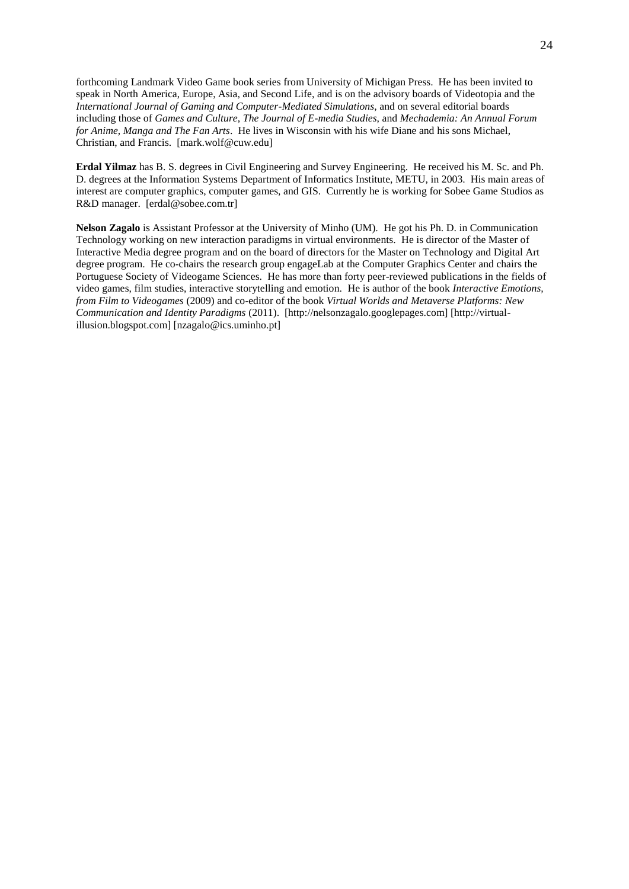forthcoming Landmark Video Game book series from University of Michigan Press. He has been invited to speak in North America, Europe, Asia, and Second Life, and is on the advisory boards of Videotopia and the *International Journal of Gaming and Computer-Mediated Simulations*, and on several editorial boards including those of *Games and Culture*, *The Journal of E-media Studies*, and *Mechademia: An Annual Forum for Anime, Manga and The Fan Arts*. He lives in Wisconsin with his wife Diane and his sons Michael, Christian, and Francis. [mark.wolf@cuw.edu]

**Erdal Yilmaz** has B. S. degrees in Civil Engineering and Survey Engineering. He received his M. Sc. and Ph. D. degrees at the Information Systems Department of Informatics Institute, METU, in 2003. His main areas of interest are computer graphics, computer games, and GIS. Currently he is working for Sobee Game Studios as R&D manager. [erdal@sobee.com.tr]

**Nelson Zagalo** is Assistant Professor at the University of Minho (UM). He got his Ph. D. in Communication Technology working on new interaction paradigms in virtual environments. He is director of the Master of Interactive Media degree program and on the board of directors for the Master on Technology and Digital Art degree program. He co-chairs the research group engageLab at the Computer Graphics Center and chairs the Portuguese Society of Videogame Sciences. He has more than forty peer-reviewed publications in the fields of video games, film studies, interactive storytelling and emotion. He is author of the book *Interactive Emotions, from Film to Videogames* (2009) and co-editor of the book *Virtual Worlds and Metaverse Platforms: New Communication and Identity Paradigms* (2011). [http://nelsonzagalo.googlepages.com] [http://virtual-illusion.blogspot.com] [nzagalo@ics.uminho.pt]